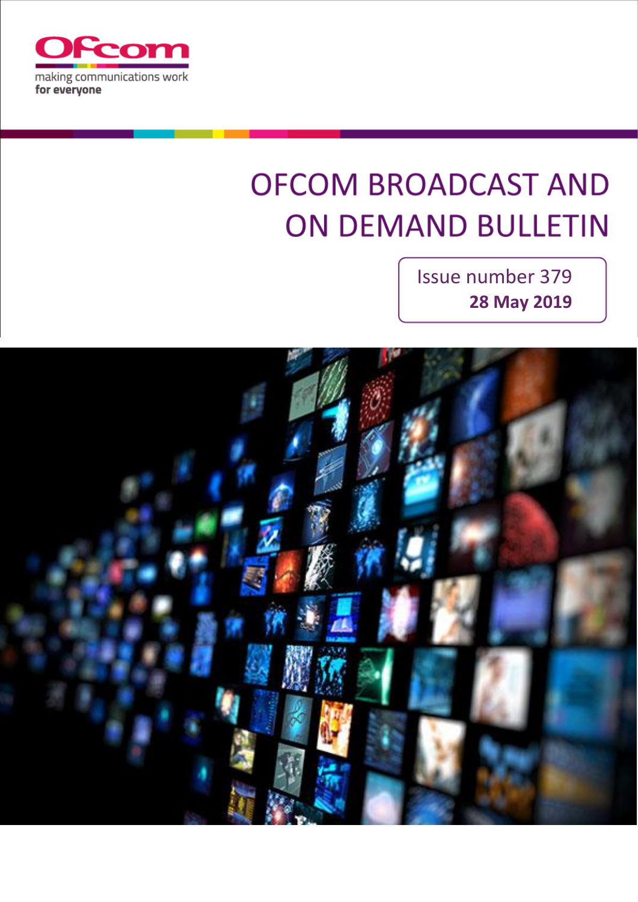Ofcom

making communications work
for everyone

# OFCOM BROADCAST AND ON DEMAND BULLETIN

Issue number 379
**28 May 2019**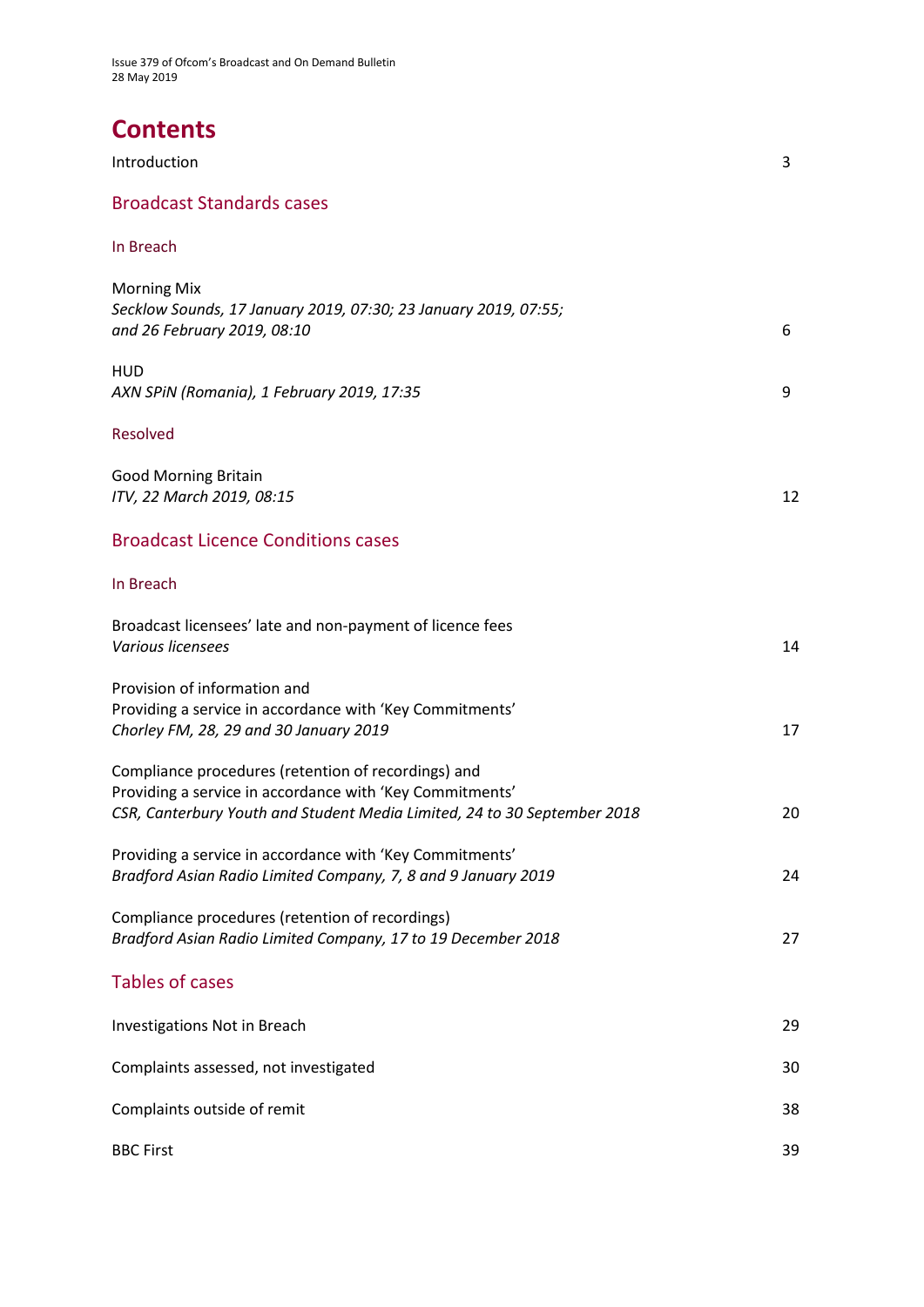# Contents

Introduction 3

## Broadcast Standards cases

### In Breach

Morning Mix
*Secklow Sounds, 17 January 2019, 07:30; 23 January 2019, 07:55; and 26 February 2019, 08:10* 6

HUD
*AXN SPiN (Romania), 1 February 2019, 17:35* 9

### Resolved

Good Morning Britain
*ITV, 22 March 2019, 08:15* 12

## Broadcast Licence Conditions cases

### In Breach

Broadcast licensees' late and non-payment of licence fees
*Various licensees* 14

Provision of information and
Providing a service in accordance with 'Key Commitments'
*Chorley FM, 28, 29 and 30 January 2019* 17

Compliance procedures (retention of recordings) and
Providing a service in accordance with 'Key Commitments'
*CSR, Canterbury Youth and Student Media Limited, 24 to 30 September 2018* 20

Providing a service in accordance with 'Key Commitments'
*Bradford Asian Radio Limited Company, 7, 8 and 9 January 2019* 24

Compliance procedures (retention of recordings)
*Bradford Asian Radio Limited Company, 17 to 19 December 2018* 27

## Tables of cases

Investigations Not in Breach 29

Complaints assessed, not investigated 30

Complaints outside of remit 38

BBC First 39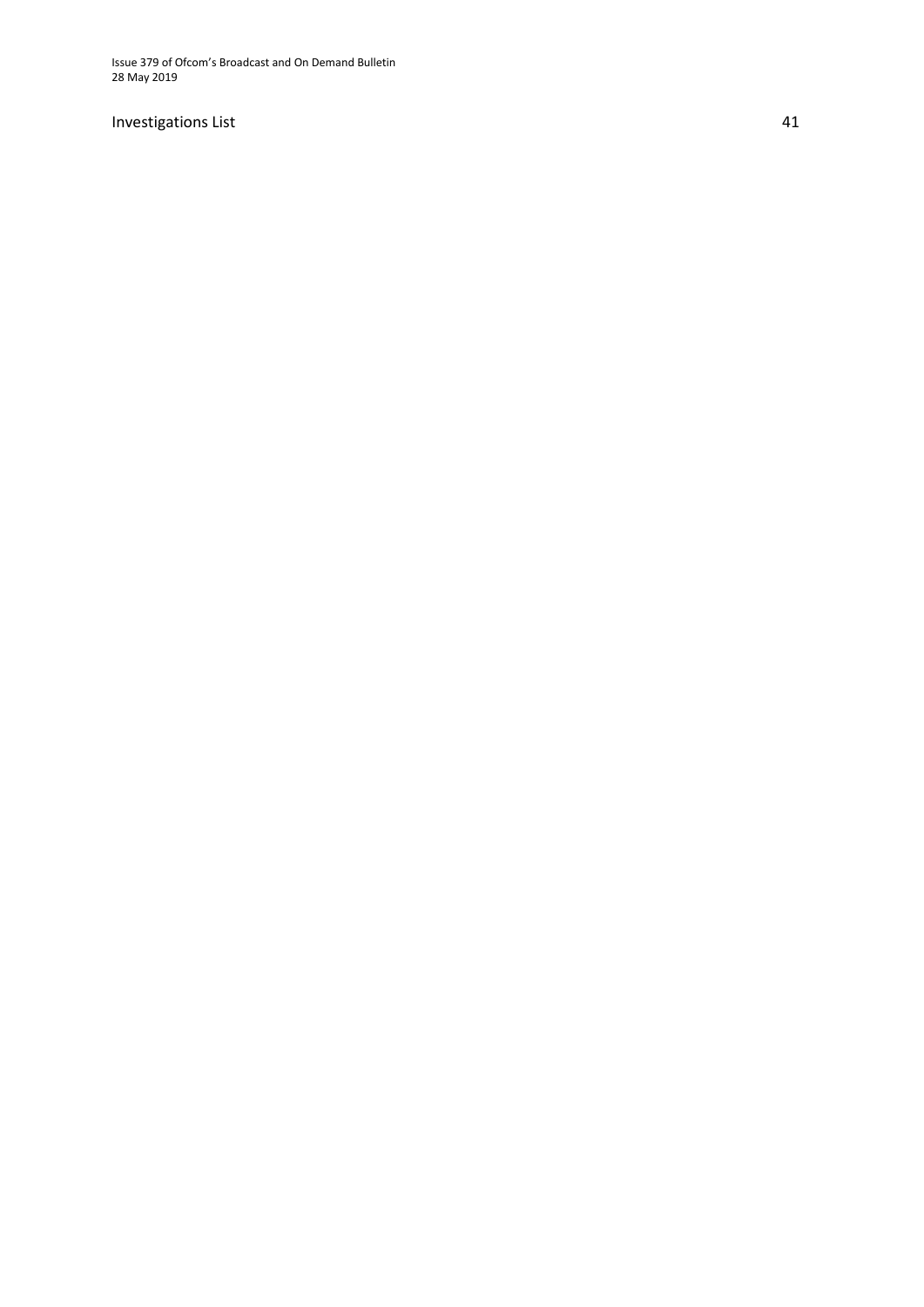Investigations List 41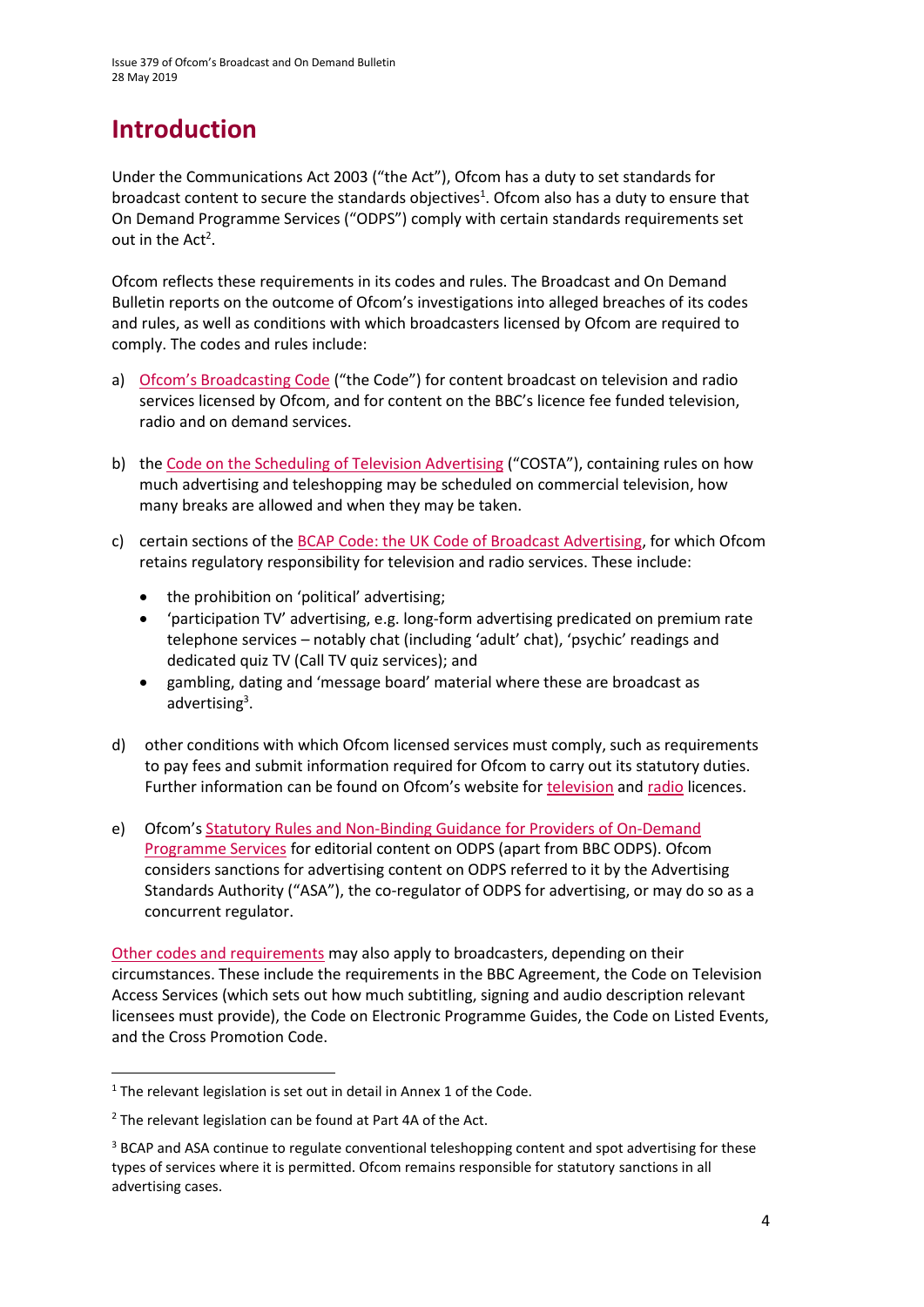# Introduction

Under the Communications Act 2003 ("the Act"), Ofcom has a duty to set standards for broadcast content to secure the standards objectives[1]. Ofcom also has a duty to ensure that On Demand Programme Services ("ODPS") comply with certain standards requirements set out in the Act[2].

Ofcom reflects these requirements in its codes and rules. The Broadcast and On Demand Bulletin reports on the outcome of Ofcom's investigations into alleged breaches of its codes and rules, as well as conditions with which broadcasters licensed by Ofcom are required to comply. The codes and rules include:

a) Ofcom's Broadcasting Code ("the Code") for content broadcast on television and radio services licensed by Ofcom, and for content on the BBC's licence fee funded television, radio and on demand services.

b) the Code on the Scheduling of Television Advertising ("COSTA"), containing rules on how much advertising and teleshopping may be scheduled on commercial television, how many breaks are allowed and when they may be taken.

c) certain sections of the BCAP Code: the UK Code of Broadcast Advertising, for which Ofcom retains regulatory responsibility for television and radio services. These include:
   - the prohibition on 'political' advertising;
   - 'participation TV' advertising, e.g. long-form advertising predicated on premium rate telephone services – notably chat (including 'adult' chat), 'psychic' readings and dedicated quiz TV (Call TV quiz services); and
   - gambling, dating and 'message board' material where these are broadcast as advertising[3].

d) other conditions with which Ofcom licensed services must comply, such as requirements to pay fees and submit information required for Ofcom to carry out its statutory duties. Further information can be found on Ofcom's website for television and radio licences.

e) Ofcom's Statutory Rules and Non-Binding Guidance for Providers of On-Demand Programme Services for editorial content on ODPS (apart from BBC ODPS). Ofcom considers sanctions for advertising content on ODPS referred to it by the Advertising Standards Authority ("ASA"), the co-regulator of ODPS for advertising, or may do so as a concurrent regulator.

Other codes and requirements may also apply to broadcasters, depending on their circumstances. These include the requirements in the BBC Agreement, the Code on Television Access Services (which sets out how much subtitling, signing and audio description relevant licensees must provide), the Code on Electronic Programme Guides, the Code on Listed Events, and the Cross Promotion Code.

---

[1] The relevant legislation is set out in detail in Annex 1 of the Code.

[2] The relevant legislation can be found at Part 4A of the Act.

[3] BCAP and ASA continue to regulate conventional teleshopping content and spot advertising for these types of services where it is permitted. Ofcom remains responsible for statutory sanctions in all advertising cases.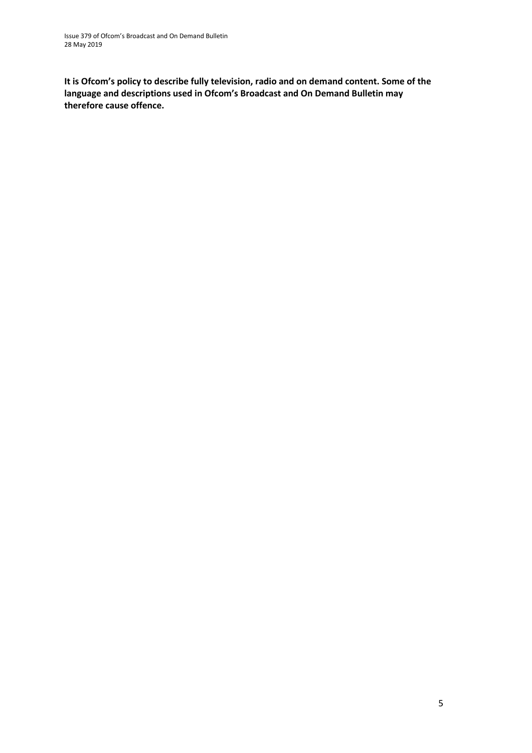**It is Ofcom's policy to describe fully television, radio and on demand content. Some of the language and descriptions used in Ofcom's Broadcast and On Demand Bulletin may therefore cause offence.**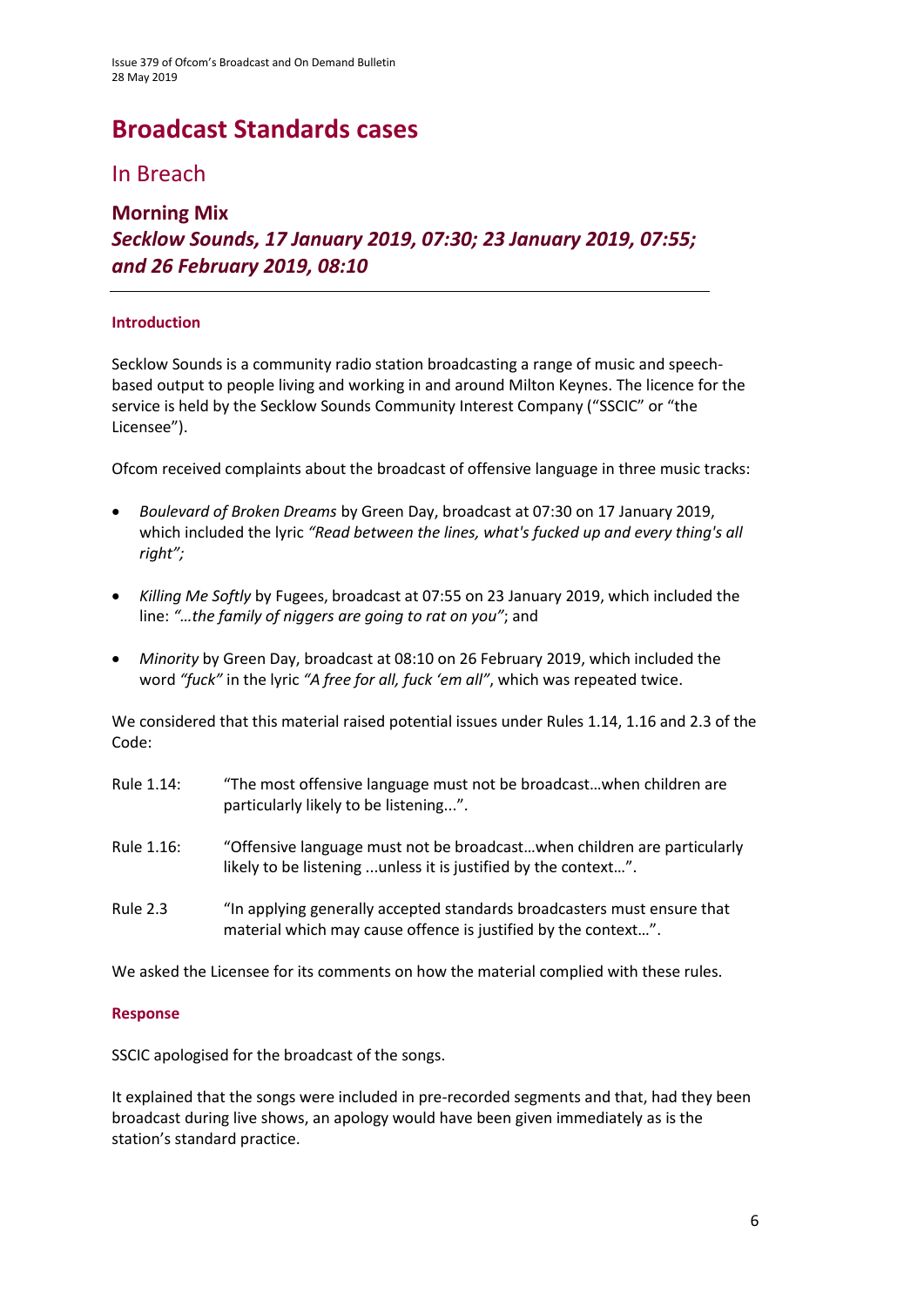# Broadcast Standards cases

## In Breach

### Morning Mix
### *Secklow Sounds, 17 January 2019, 07:30; 23 January 2019, 07:55; and 26 February 2019, 08:10*

---

#### Introduction

Secklow Sounds is a community radio station broadcasting a range of music and speech-based output to people living and working in and around Milton Keynes. The licence for the service is held by the Secklow Sounds Community Interest Company ("SSCIC" or "the Licensee").

Ofcom received complaints about the broadcast of offensive language in three music tracks:

- *Boulevard of Broken Dreams* by Green Day, broadcast at 07:30 on 17 January 2019, which included the lyric *"Read between the lines, what's fucked up and every thing's all right";*
- *Killing Me Softly* by Fugees, broadcast at 07:55 on 23 January 2019, which included the line: *"…the family of niggers are going to rat on you"*; and
- *Minority* by Green Day, broadcast at 08:10 on 26 February 2019, which included the word *"fuck"* in the lyric *"A free for all, fuck 'em all"*, which was repeated twice.

We considered that this material raised potential issues under Rules 1.14, 1.16 and 2.3 of the Code:

Rule 1.14: "The most offensive language must not be broadcast…when children are particularly likely to be listening...".

Rule 1.16: "Offensive language must not be broadcast…when children are particularly likely to be listening ...unless it is justified by the context…".

Rule 2.3 "In applying generally accepted standards broadcasters must ensure that material which may cause offence is justified by the context…".

We asked the Licensee for its comments on how the material complied with these rules.

#### Response

SSCIC apologised for the broadcast of the songs.

It explained that the songs were included in pre-recorded segments and that, had they been broadcast during live shows, an apology would have been given immediately as is the station's standard practice.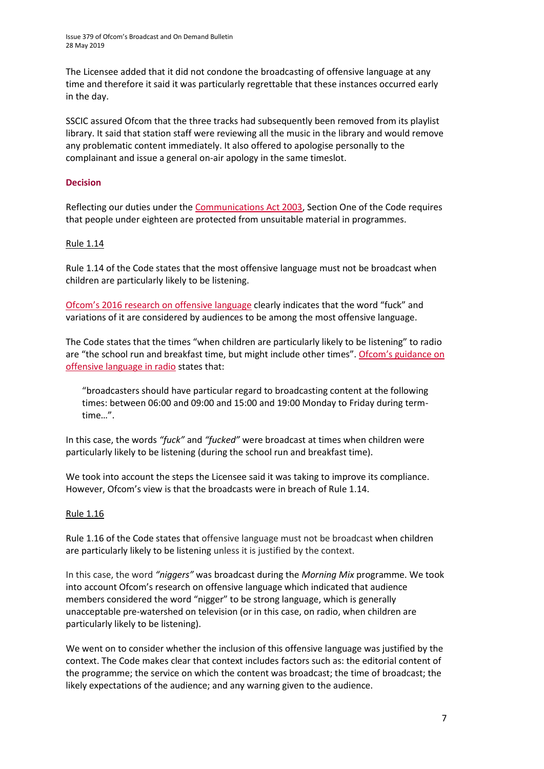The Licensee added that it did not condone the broadcasting of offensive language at any time and therefore it said it was particularly regrettable that these instances occurred early in the day.

SSCIC assured Ofcom that the three tracks had subsequently been removed from its playlist library. It said that station staff were reviewing all the music in the library and would remove any problematic content immediately. It also offered to apologise personally to the complainant and issue a general on-air apology in the same timeslot.

### Decision

Reflecting our duties under the Communications Act 2003, Section One of the Code requires that people under eighteen are protected from unsuitable material in programmes.

#### Rule 1.14

Rule 1.14 of the Code states that the most offensive language must not be broadcast when children are particularly likely to be listening.

Ofcom's 2016 research on offensive language clearly indicates that the word "fuck" and variations of it are considered by audiences to be among the most offensive language.

The Code states that the times "when children are particularly likely to be listening" to radio are "the school run and breakfast time, but might include other times". Ofcom's guidance on offensive language in radio states that:

> "broadcasters should have particular regard to broadcasting content at the following times: between 06:00 and 09:00 and 15:00 and 19:00 Monday to Friday during term-time…".

In this case, the words *"fuck"* and *"fucked"* were broadcast at times when children were particularly likely to be listening (during the school run and breakfast time).

We took into account the steps the Licensee said it was taking to improve its compliance. However, Ofcom's view is that the broadcasts were in breach of Rule 1.14.

#### Rule 1.16

Rule 1.16 of the Code states that offensive language must not be broadcast when children are particularly likely to be listening unless it is justified by the context.

In this case, the word *"niggers"* was broadcast during the *Morning Mix* programme. We took into account Ofcom's research on offensive language which indicated that audience members considered the word "nigger" to be strong language, which is generally unacceptable pre-watershed on television (or in this case, on radio, when children are particularly likely to be listening).

We went on to consider whether the inclusion of this offensive language was justified by the context. The Code makes clear that context includes factors such as: the editorial content of the programme; the service on which the content was broadcast; the time of broadcast; the likely expectations of the audience; and any warning given to the audience.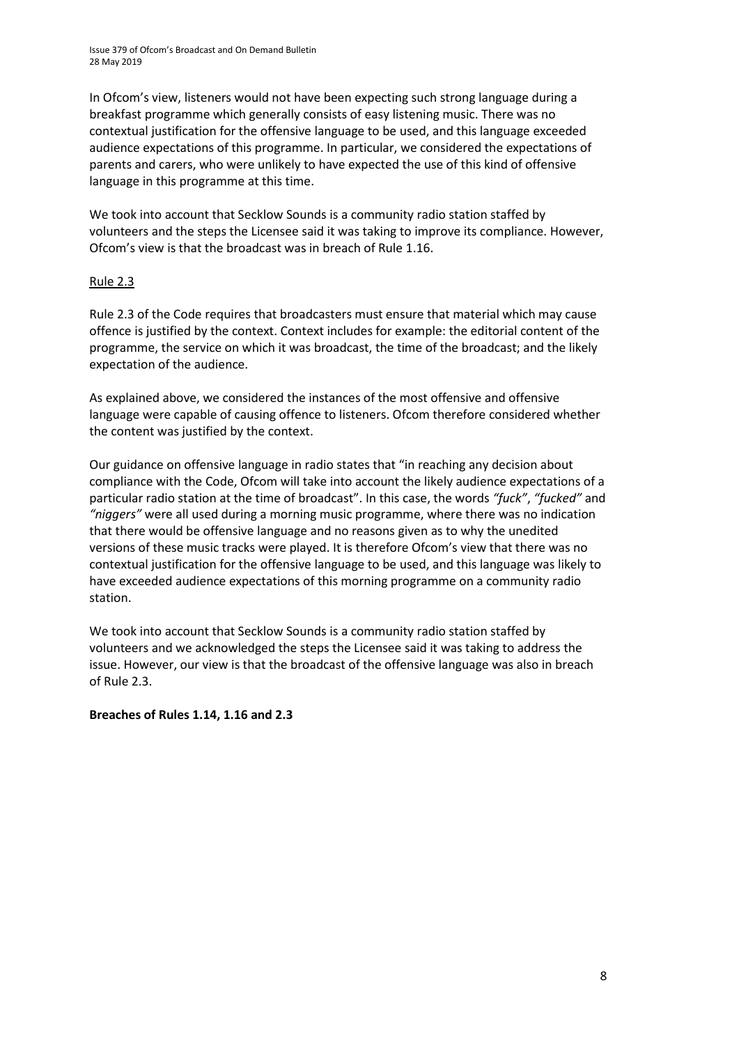In Ofcom's view, listeners would not have been expecting such strong language during a breakfast programme which generally consists of easy listening music. There was no contextual justification for the offensive language to be used, and this language exceeded audience expectations of this programme. In particular, we considered the expectations of parents and carers, who were unlikely to have expected the use of this kind of offensive language in this programme at this time.

We took into account that Secklow Sounds is a community radio station staffed by volunteers and the steps the Licensee said it was taking to improve its compliance. However, Ofcom's view is that the broadcast was in breach of Rule 1.16.

Rule 2.3

Rule 2.3 of the Code requires that broadcasters must ensure that material which may cause offence is justified by the context. Context includes for example: the editorial content of the programme, the service on which it was broadcast, the time of the broadcast; and the likely expectation of the audience.

As explained above, we considered the instances of the most offensive and offensive language were capable of causing offence to listeners. Ofcom therefore considered whether the content was justified by the context.

Our guidance on offensive language in radio states that "in reaching any decision about compliance with the Code, Ofcom will take into account the likely audience expectations of a particular radio station at the time of broadcast". In this case, the words *"fuck"*, *"fucked"* and *"niggers"* were all used during a morning music programme, where there was no indication that there would be offensive language and no reasons given as to why the unedited versions of these music tracks were played. It is therefore Ofcom's view that there was no contextual justification for the offensive language to be used, and this language was likely to have exceeded audience expectations of this morning programme on a community radio station.

We took into account that Secklow Sounds is a community radio station staffed by volunteers and we acknowledged the steps the Licensee said it was taking to address the issue. However, our view is that the broadcast of the offensive language was also in breach of Rule 2.3.

**Breaches of Rules 1.14, 1.16 and 2.3**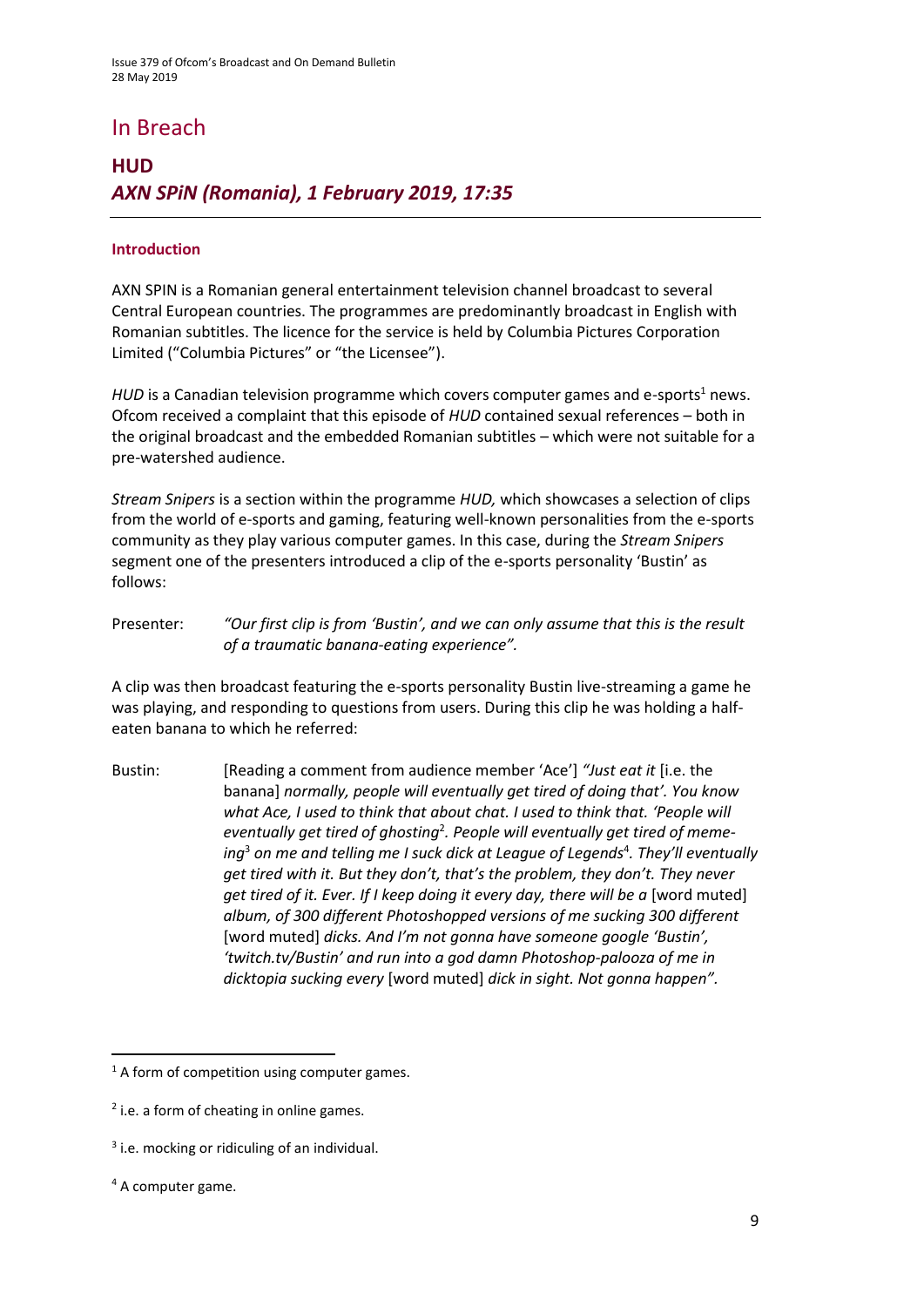# In Breach

## HUD

## *AXN SPiN (Romania), 1 February 2019, 17:35*

### Introduction

AXN SPIN is a Romanian general entertainment television channel broadcast to several Central European countries. The programmes are predominantly broadcast in English with Romanian subtitles. The licence for the service is held by Columbia Pictures Corporation Limited ("Columbia Pictures" or "the Licensee").

*HUD* is a Canadian television programme which covers computer games and e-sports[1] news. Ofcom received a complaint that this episode of *HUD* contained sexual references – both in the original broadcast and the embedded Romanian subtitles – which were not suitable for a pre-watershed audience.

*Stream Snipers* is a section within the programme *HUD,* which showcases a selection of clips from the world of e-sports and gaming, featuring well-known personalities from the e-sports community as they play various computer games. In this case, during the *Stream Snipers* segment one of the presenters introduced a clip of the e-sports personality 'Bustin' as follows:

Presenter: *"Our first clip is from 'Bustin', and we can only assume that this is the result of a traumatic banana-eating experience".*

A clip was then broadcast featuring the e-sports personality Bustin live-streaming a game he was playing, and responding to questions from users. During this clip he was holding a half-eaten banana to which he referred:

Bustin: [Reading a comment from audience member 'Ace'] *"Just eat it* [i.e. the banana] *normally, people will eventually get tired of doing that'. You know what Ace, I used to think that about chat. I used to think that. 'People will eventually get tired of ghosting*[2]*. People will eventually get tired of meme-ing*[3] *on me and telling me I suck dick at League of Legends*[4]*. They'll eventually get tired with it. But they don't, that's the problem, they don't. They never get tired of it. Ever. If I keep doing it every day, there will be a* [word muted] *album, of 300 different Photoshopped versions of me sucking 300 different* [word muted] *dicks. And I'm not gonna have someone google 'Bustin', 'twitch.tv/Bustin' and run into a god damn Photoshop-palooza of me in dicktopia sucking every* [word muted] *dick in sight. Not gonna happen".*

---

[1] A form of competition using computer games.

[2] i.e. a form of cheating in online games.

[3] i.e. mocking or ridiculing of an individual.

[4] A computer game.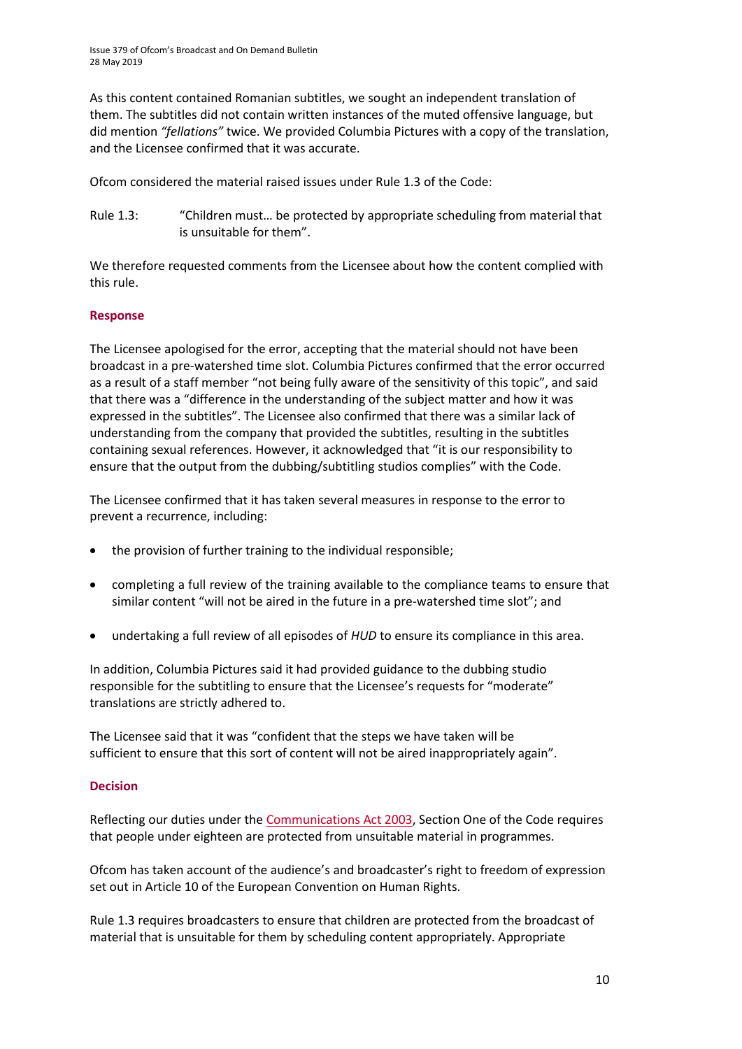As this content contained Romanian subtitles, we sought an independent translation of them. The subtitles did not contain written instances of the muted offensive language, but did mention *"fellations"* twice. We provided Columbia Pictures with a copy of the translation, and the Licensee confirmed that it was accurate.

Ofcom considered the material raised issues under Rule 1.3 of the Code:

Rule 1.3: "Children must… be protected by appropriate scheduling from material that is unsuitable for them".

We therefore requested comments from the Licensee about how the content complied with this rule.

### Response

The Licensee apologised for the error, accepting that the material should not have been broadcast in a pre-watershed time slot. Columbia Pictures confirmed that the error occurred as a result of a staff member "not being fully aware of the sensitivity of this topic", and said that there was a "difference in the understanding of the subject matter and how it was expressed in the subtitles". The Licensee also confirmed that there was a similar lack of understanding from the company that provided the subtitles, resulting in the subtitles containing sexual references. However, it acknowledged that "it is our responsibility to ensure that the output from the dubbing/subtitling studios complies" with the Code.

The Licensee confirmed that it has taken several measures in response to the error to prevent a recurrence, including:

- the provision of further training to the individual responsible;
- completing a full review of the training available to the compliance teams to ensure that similar content "will not be aired in the future in a pre-watershed time slot"; and
- undertaking a full review of all episodes of *HUD* to ensure its compliance in this area.

In addition, Columbia Pictures said it had provided guidance to the dubbing studio responsible for the subtitling to ensure that the Licensee's requests for "moderate" translations are strictly adhered to.

The Licensee said that it was "confident that the steps we have taken will be sufficient to ensure that this sort of content will not be aired inappropriately again".

### Decision

Reflecting our duties under the Communications Act 2003, Section One of the Code requires that people under eighteen are protected from unsuitable material in programmes.

Ofcom has taken account of the audience's and broadcaster's right to freedom of expression set out in Article 10 of the European Convention on Human Rights.

Rule 1.3 requires broadcasters to ensure that children are protected from the broadcast of material that is unsuitable for them by scheduling content appropriately. Appropriate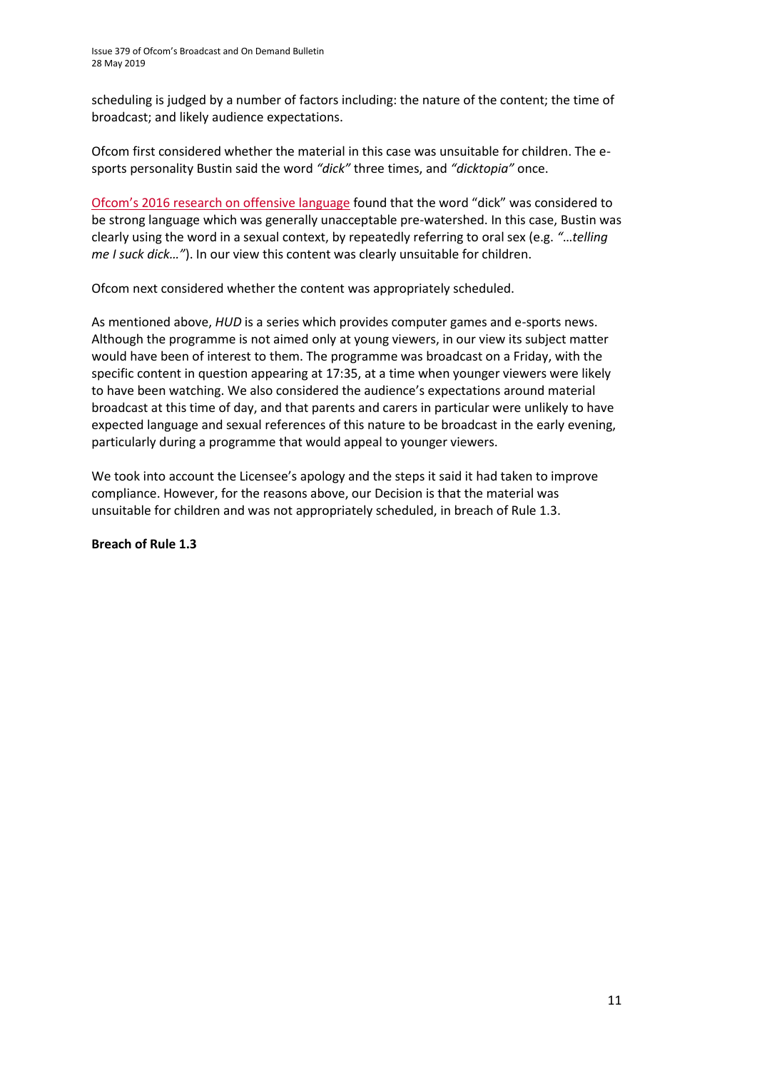scheduling is judged by a number of factors including: the nature of the content; the time of broadcast; and likely audience expectations.

Ofcom first considered whether the material in this case was unsuitable for children. The e-sports personality Bustin said the word *"dick"* three times, and *"dicktopia"* once.

Ofcom's 2016 research on offensive language found that the word "dick" was considered to be strong language which was generally unacceptable pre-watershed. In this case, Bustin was clearly using the word in a sexual context, by repeatedly referring to oral sex (e.g. *"…telling me I suck dick…"*). In our view this content was clearly unsuitable for children.

Ofcom next considered whether the content was appropriately scheduled.

As mentioned above, *HUD* is a series which provides computer games and e-sports news. Although the programme is not aimed only at young viewers, in our view its subject matter would have been of interest to them. The programme was broadcast on a Friday, with the specific content in question appearing at 17:35, at a time when younger viewers were likely to have been watching. We also considered the audience's expectations around material broadcast at this time of day, and that parents and carers in particular were unlikely to have expected language and sexual references of this nature to be broadcast in the early evening, particularly during a programme that would appeal to younger viewers.

We took into account the Licensee's apology and the steps it said it had taken to improve compliance. However, for the reasons above, our Decision is that the material was unsuitable for children and was not appropriately scheduled, in breach of Rule 1.3.

**Breach of Rule 1.3**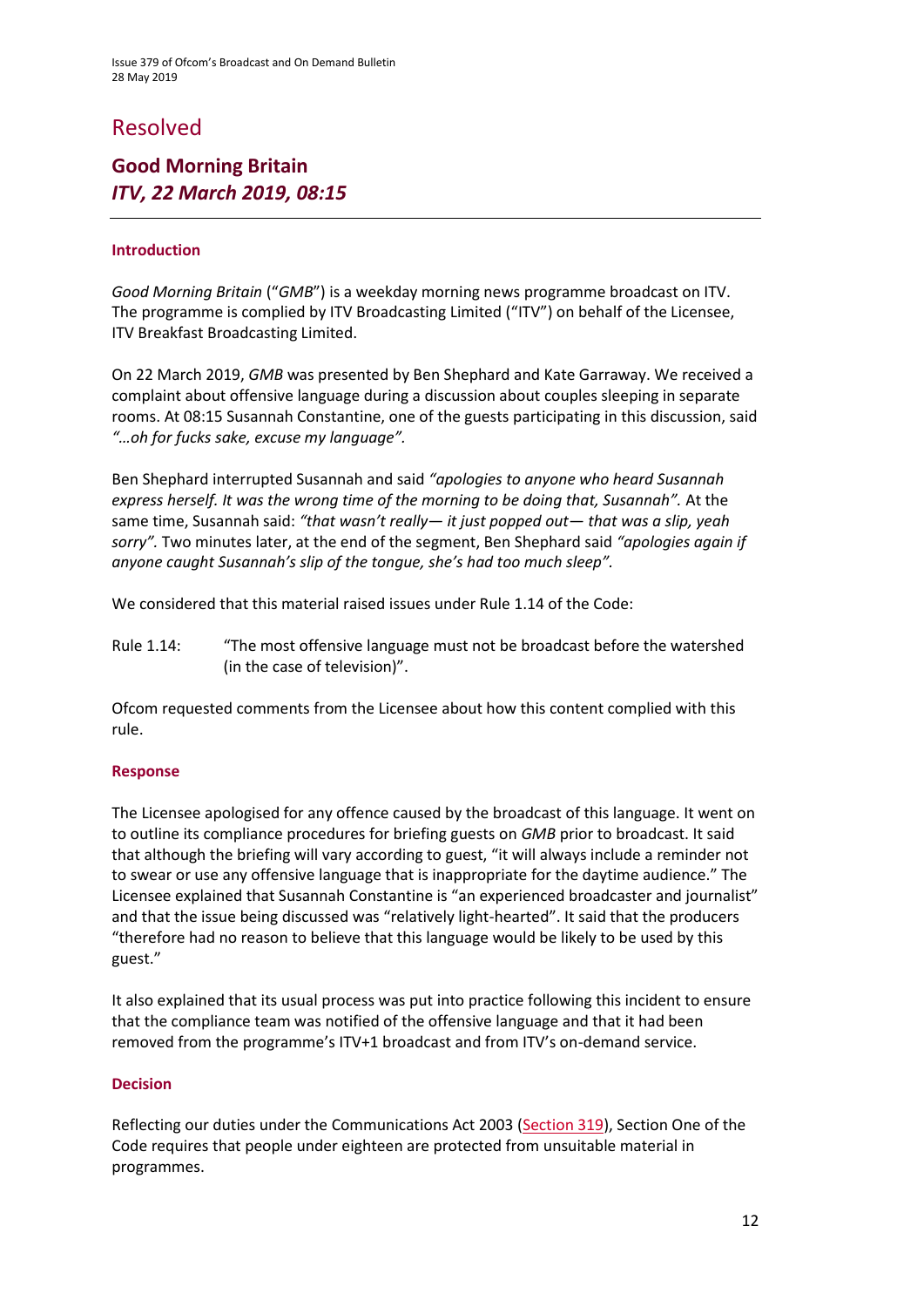# Resolved

## Good Morning Britain
### *ITV, 22 March 2019, 08:15*

---

#### Introduction

*Good Morning Britain* ("*GMB*") is a weekday morning news programme broadcast on ITV. The programme is complied by ITV Broadcasting Limited ("ITV") on behalf of the Licensee, ITV Breakfast Broadcasting Limited.

On 22 March 2019, *GMB* was presented by Ben Shephard and Kate Garraway. We received a complaint about offensive language during a discussion about couples sleeping in separate rooms. At 08:15 Susannah Constantine, one of the guests participating in this discussion, said *"…oh for fucks sake, excuse my language".*

Ben Shephard interrupted Susannah and said *"apologies to anyone who heard Susannah express herself. It was the wrong time of the morning to be doing that, Susannah".* At the same time, Susannah said: *"that wasn't really— it just popped out— that was a slip, yeah sorry".* Two minutes later, at the end of the segment, Ben Shephard said *"apologies again if anyone caught Susannah's slip of the tongue, she's had too much sleep".*

We considered that this material raised issues under Rule 1.14 of the Code:

Rule 1.14: "The most offensive language must not be broadcast before the watershed (in the case of television)".

Ofcom requested comments from the Licensee about how this content complied with this rule.

#### Response

The Licensee apologised for any offence caused by the broadcast of this language. It went on to outline its compliance procedures for briefing guests on *GMB* prior to broadcast. It said that although the briefing will vary according to guest, "it will always include a reminder not to swear or use any offensive language that is inappropriate for the daytime audience." The Licensee explained that Susannah Constantine is "an experienced broadcaster and journalist" and that the issue being discussed was "relatively light-hearted". It said that the producers "therefore had no reason to believe that this language would be likely to be used by this guest."

It also explained that its usual process was put into practice following this incident to ensure that the compliance team was notified of the offensive language and that it had been removed from the programme's ITV+1 broadcast and from ITV's on-demand service.

#### Decision

Reflecting our duties under the Communications Act 2003 (Section 319), Section One of the Code requires that people under eighteen are protected from unsuitable material in programmes.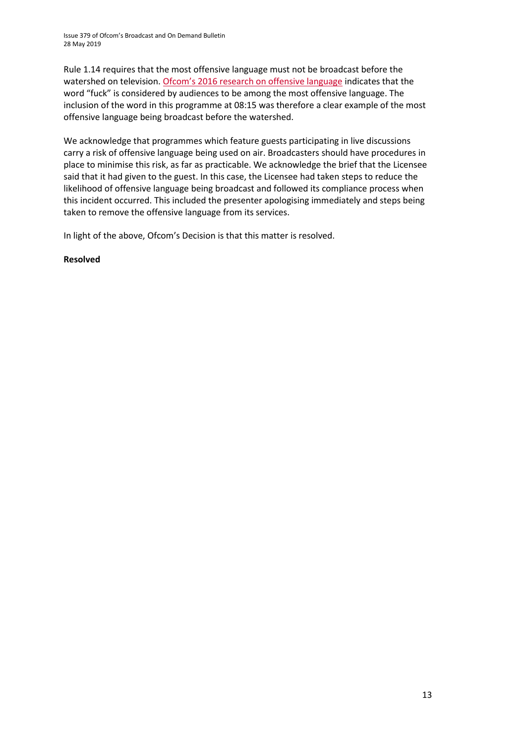Rule 1.14 requires that the most offensive language must not be broadcast before the watershed on television. Ofcom's 2016 research on offensive language indicates that the word "fuck" is considered by audiences to be among the most offensive language. The inclusion of the word in this programme at 08:15 was therefore a clear example of the most offensive language being broadcast before the watershed.

We acknowledge that programmes which feature guests participating in live discussions carry a risk of offensive language being used on air. Broadcasters should have procedures in place to minimise this risk, as far as practicable. We acknowledge the brief that the Licensee said that it had given to the guest. In this case, the Licensee had taken steps to reduce the likelihood of offensive language being broadcast and followed its compliance process when this incident occurred. This included the presenter apologising immediately and steps being taken to remove the offensive language from its services.

In light of the above, Ofcom's Decision is that this matter is resolved.

**Resolved**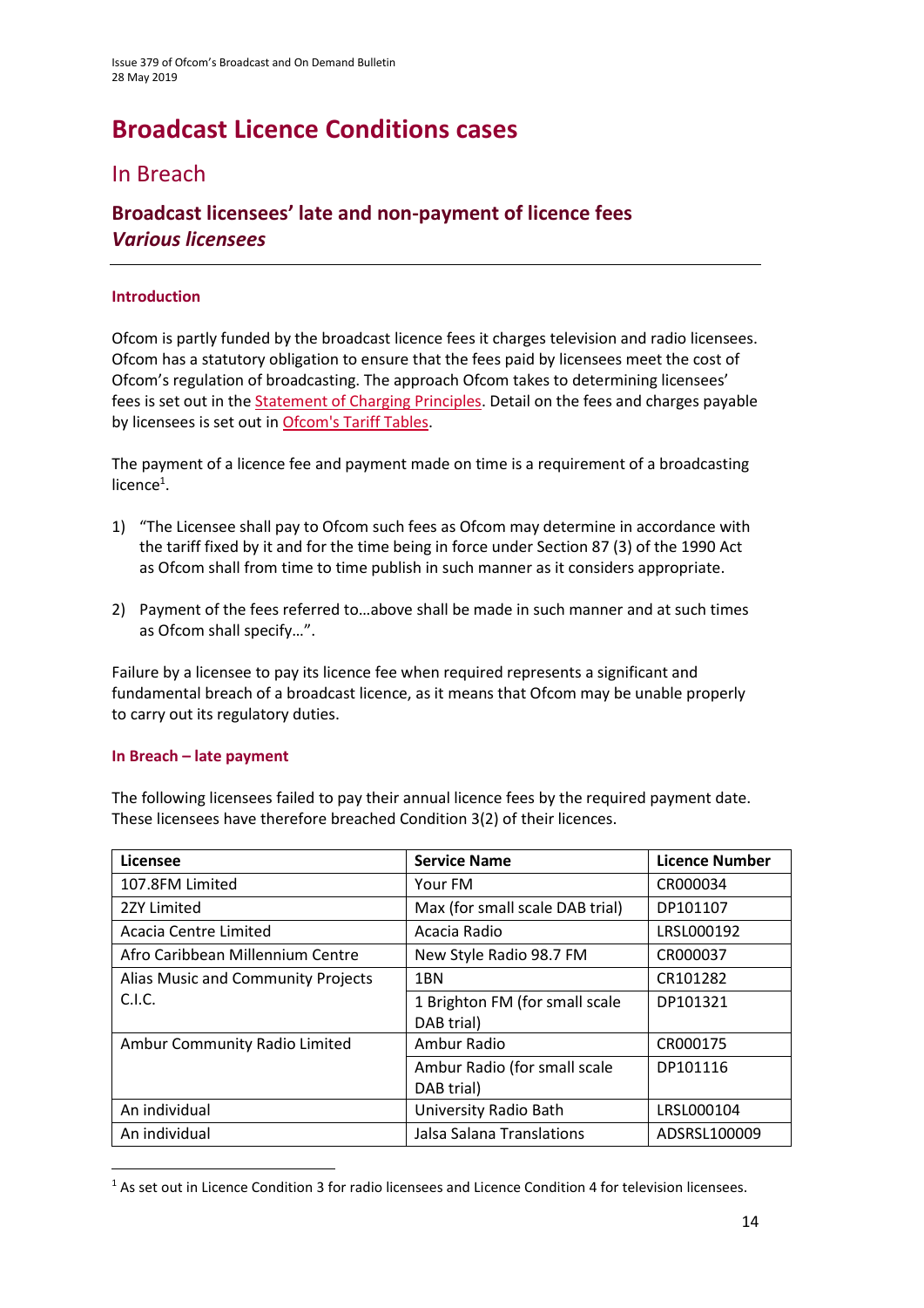# Broadcast Licence Conditions cases

## In Breach

### Broadcast licensees' late and non-payment of licence fees
### *Various licensees*

---

#### Introduction

Ofcom is partly funded by the broadcast licence fees it charges television and radio licensees. Ofcom has a statutory obligation to ensure that the fees paid by licensees meet the cost of Ofcom's regulation of broadcasting. The approach Ofcom takes to determining licensees' fees is set out in the Statement of Charging Principles. Detail on the fees and charges payable by licensees is set out in Ofcom's Tariff Tables.

The payment of a licence fee and payment made on time is a requirement of a broadcasting licence[1].

1) "The Licensee shall pay to Ofcom such fees as Ofcom may determine in accordance with the tariff fixed by it and for the time being in force under Section 87 (3) of the 1990 Act as Ofcom shall from time to time publish in such manner as it considers appropriate.

2) Payment of the fees referred to…above shall be made in such manner and at such times as Ofcom shall specify…".

Failure by a licensee to pay its licence fee when required represents a significant and fundamental breach of a broadcast licence, as it means that Ofcom may be unable properly to carry out its regulatory duties.

#### In Breach – late payment

The following licensees failed to pay their annual licence fees by the required payment date. These licensees have therefore breached Condition 3(2) of their licences.

| Licensee | Service Name | Licence Number |
|---|---|---|
| 107.8FM Limited | Your FM | CR000034 |
| 2ZY Limited | Max (for small scale DAB trial) | DP101107 |
| Acacia Centre Limited | Acacia Radio | LRSL000192 |
| Afro Caribbean Millennium Centre | New Style Radio 98.7 FM | CR000037 |
| Alias Music and Community Projects C.I.C. | 1BN | CR101282 |
| | 1 Brighton FM (for small scale DAB trial) | DP101321 |
| Ambur Community Radio Limited | Ambur Radio | CR000175 |
| | Ambur Radio (for small scale DAB trial) | DP101116 |
| An individual | University Radio Bath | LRSL000104 |
| An individual | Jalsa Salana Translations | ADSRSL100009 |

[1] As set out in Licence Condition 3 for radio licensees and Licence Condition 4 for television licensees.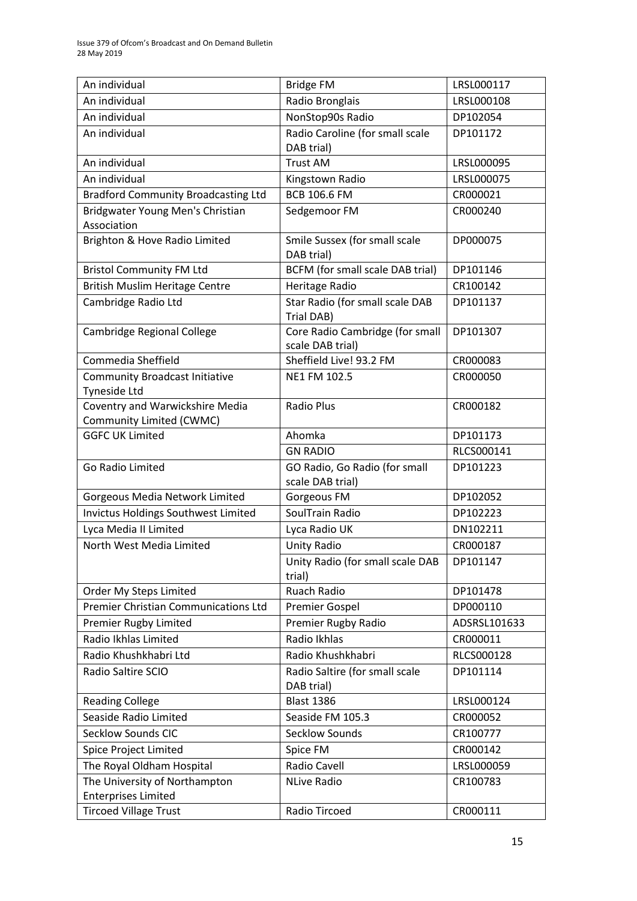| | | |
|---|---|---|
| An individual | Bridge FM | LRSL000117 |
| An individual | Radio Bronglais | LRSL000108 |
| An individual | NonStop90s Radio | DP102054 |
| An individual | Radio Caroline (for small scale DAB trial) | DP101172 |
| An individual | Trust AM | LRSL000095 |
| An individual | Kingstown Radio | LRSL000075 |
| Bradford Community Broadcasting Ltd | BCB 106.6 FM | CR000021 |
| Bridgwater Young Men's Christian Association | Sedgemoor FM | CR000240 |
| Brighton & Hove Radio Limited | Smile Sussex (for small scale DAB trial) | DP000075 |
| Bristol Community FM Ltd | BCFM (for small scale DAB trial) | DP101146 |
| British Muslim Heritage Centre | Heritage Radio | CR100142 |
| Cambridge Radio Ltd | Star Radio (for small scale DAB Trial DAB) | DP101137 |
| Cambridge Regional College | Core Radio Cambridge (for small scale DAB trial) | DP101307 |
| Commedia Sheffield | Sheffield Live! 93.2 FM | CR000083 |
| Community Broadcast Initiative Tyneside Ltd | NE1 FM 102.5 | CR000050 |
| Coventry and Warwickshire Media Community Limited (CWMC) | Radio Plus | CR000182 |
| GGFC UK Limited | Ahomka | DP101173 |
| | GN RADIO | RLCS000141 |
| Go Radio Limited | GO Radio, Go Radio (for small scale DAB trial) | DP101223 |
| Gorgeous Media Network Limited | Gorgeous FM | DP102052 |
| Invictus Holdings Southwest Limited | SoulTrain Radio | DP102223 |
| Lyca Media II Limited | Lyca Radio UK | DN102211 |
| North West Media Limited | Unity Radio | CR000187 |
| | Unity Radio (for small scale DAB trial) | DP101147 |
| Order My Steps Limited | Ruach Radio | DP101478 |
| Premier Christian Communications Ltd | Premier Gospel | DP000110 |
| Premier Rugby Limited | Premier Rugby Radio | ADSRSL101633 |
| Radio Ikhlas Limited | Radio Ikhlas | CR000011 |
| Radio Khushkhabri Ltd | Radio Khushkhabri | RLCS000128 |
| Radio Saltire SCIO | Radio Saltire (for small scale DAB trial) | DP101114 |
| Reading College | Blast 1386 | LRSL000124 |
| Seaside Radio Limited | Seaside FM 105.3 | CR000052 |
| Secklow Sounds CIC | Secklow Sounds | CR100777 |
| Spice Project Limited | Spice FM | CR000142 |
| The Royal Oldham Hospital | Radio Cavell | LRSL000059 |
| The University of Northampton Enterprises Limited | NLive Radio | CR100783 |
| Tircoed Village Trust | Radio Tircoed | CR000111 |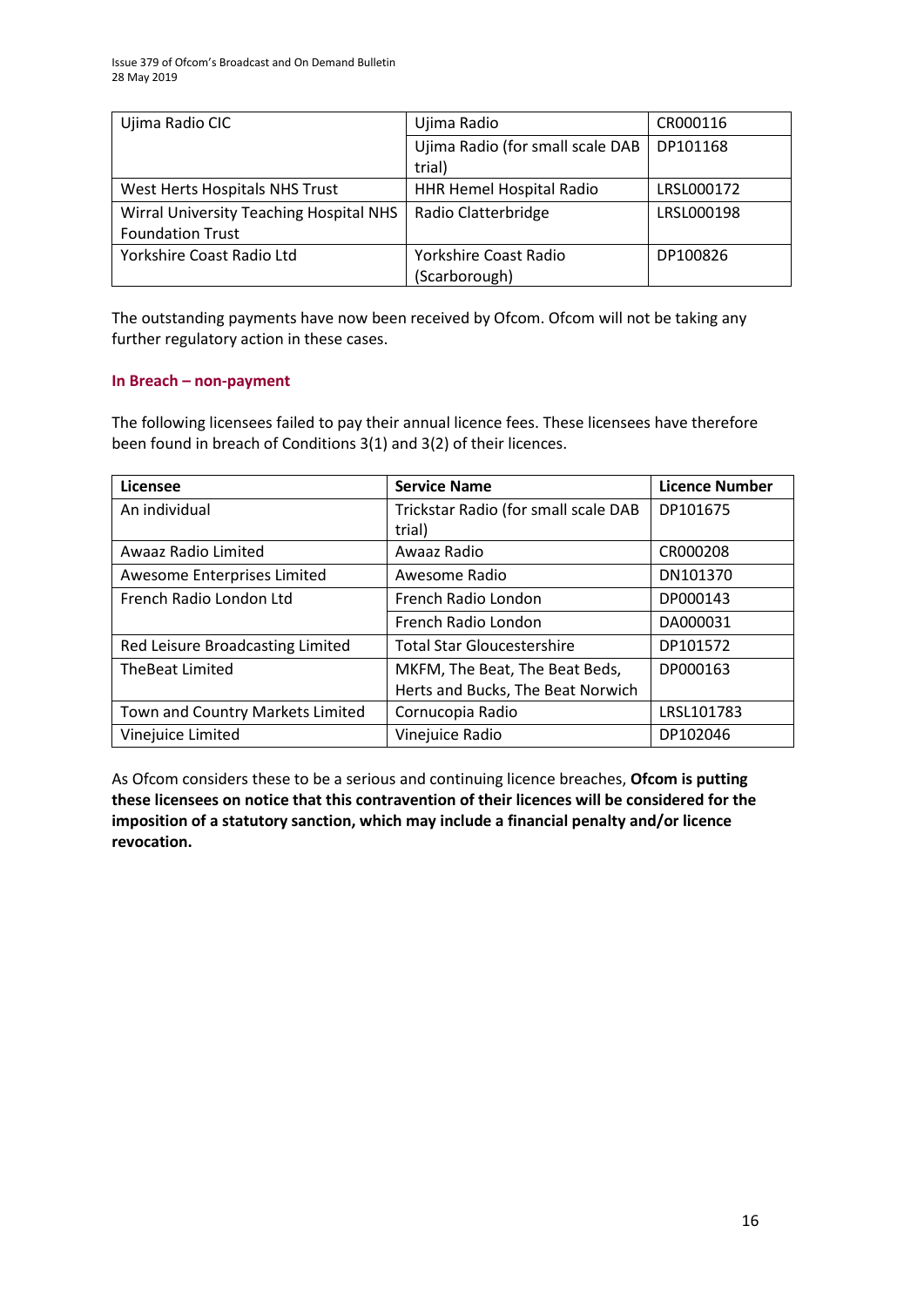| Ujima Radio CIC | Ujima Radio | CR000116 |
|---|---|---|
| | Ujima Radio (for small scale DAB trial) | DP101168 |
| West Herts Hospitals NHS Trust | HHR Hemel Hospital Radio | LRSL000172 |
| Wirral University Teaching Hospital NHS Foundation Trust | Radio Clatterbridge | LRSL000198 |
| Yorkshire Coast Radio Ltd | Yorkshire Coast Radio (Scarborough) | DP100826 |

The outstanding payments have now been received by Ofcom. Ofcom will not be taking any further regulatory action in these cases.

#### In Breach – non-payment

The following licensees failed to pay their annual licence fees. These licensees have therefore been found in breach of Conditions 3(1) and 3(2) of their licences.

| Licensee | Service Name | Licence Number |
|---|---|---|
| An individual | Trickstar Radio (for small scale DAB trial) | DP101675 |
| Awaaz Radio Limited | Awaaz Radio | CR000208 |
| Awesome Enterprises Limited | Awesome Radio | DN101370 |
| French Radio London Ltd | French Radio London | DP000143 |
| | French Radio London | DA000031 |
| Red Leisure Broadcasting Limited | Total Star Gloucestershire | DP101572 |
| TheBeat Limited | MKFM, The Beat, The Beat Beds, Herts and Bucks, The Beat Norwich | DP000163 |
| Town and Country Markets Limited | Cornucopia Radio | LRSL101783 |
| Vinejuice Limited | Vinejuice Radio | DP102046 |

As Ofcom considers these to be a serious and continuing licence breaches, **Ofcom is putting these licensees on notice that this contravention of their licences will be considered for the imposition of a statutory sanction, which may include a financial penalty and/or licence revocation.**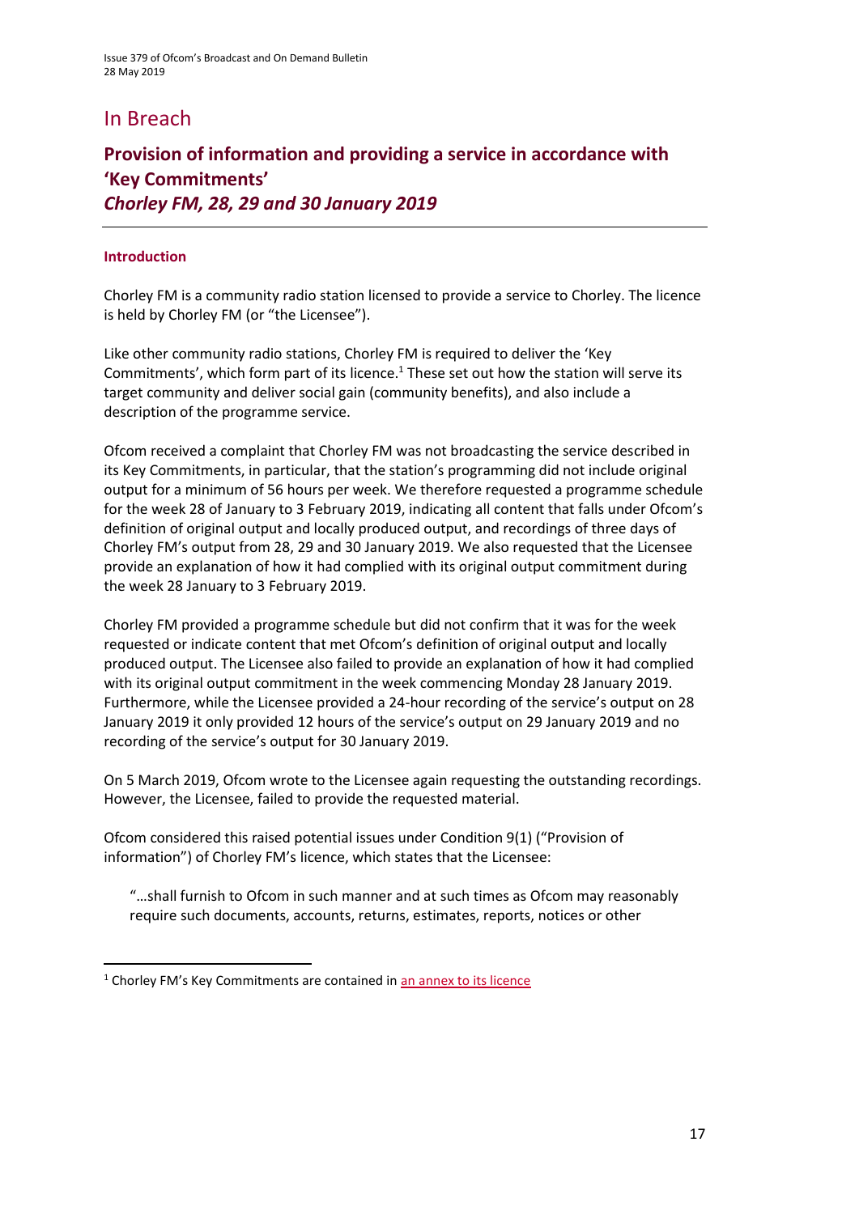# In Breach

## Provision of information and providing a service in accordance with 'Key Commitments'
### *Chorley FM, 28, 29 and 30 January 2019*

---

#### Introduction

Chorley FM is a community radio station licensed to provide a service to Chorley. The licence is held by Chorley FM (or "the Licensee").

Like other community radio stations, Chorley FM is required to deliver the 'Key Commitments', which form part of its licence.[1] These set out how the station will serve its target community and deliver social gain (community benefits), and also include a description of the programme service.

Ofcom received a complaint that Chorley FM was not broadcasting the service described in its Key Commitments, in particular, that the station's programming did not include original output for a minimum of 56 hours per week. We therefore requested a programme schedule for the week 28 of January to 3 February 2019, indicating all content that falls under Ofcom's definition of original output and locally produced output, and recordings of three days of Chorley FM's output from 28, 29 and 30 January 2019. We also requested that the Licensee provide an explanation of how it had complied with its original output commitment during the week 28 January to 3 February 2019.

Chorley FM provided a programme schedule but did not confirm that it was for the week requested or indicate content that met Ofcom's definition of original output and locally produced output. The Licensee also failed to provide an explanation of how it had complied with its original output commitment in the week commencing Monday 28 January 2019. Furthermore, while the Licensee provided a 24-hour recording of the service's output on 28 January 2019 it only provided 12 hours of the service's output on 29 January 2019 and no recording of the service's output for 30 January 2019.

On 5 March 2019, Ofcom wrote to the Licensee again requesting the outstanding recordings. However, the Licensee, failed to provide the requested material.

Ofcom considered this raised potential issues under Condition 9(1) ("Provision of information") of Chorley FM's licence, which states that the Licensee:

> "…shall furnish to Ofcom in such manner and at such times as Ofcom may reasonably require such documents, accounts, returns, estimates, reports, notices or other

---

[1] Chorley FM's Key Commitments are contained in an annex to its licence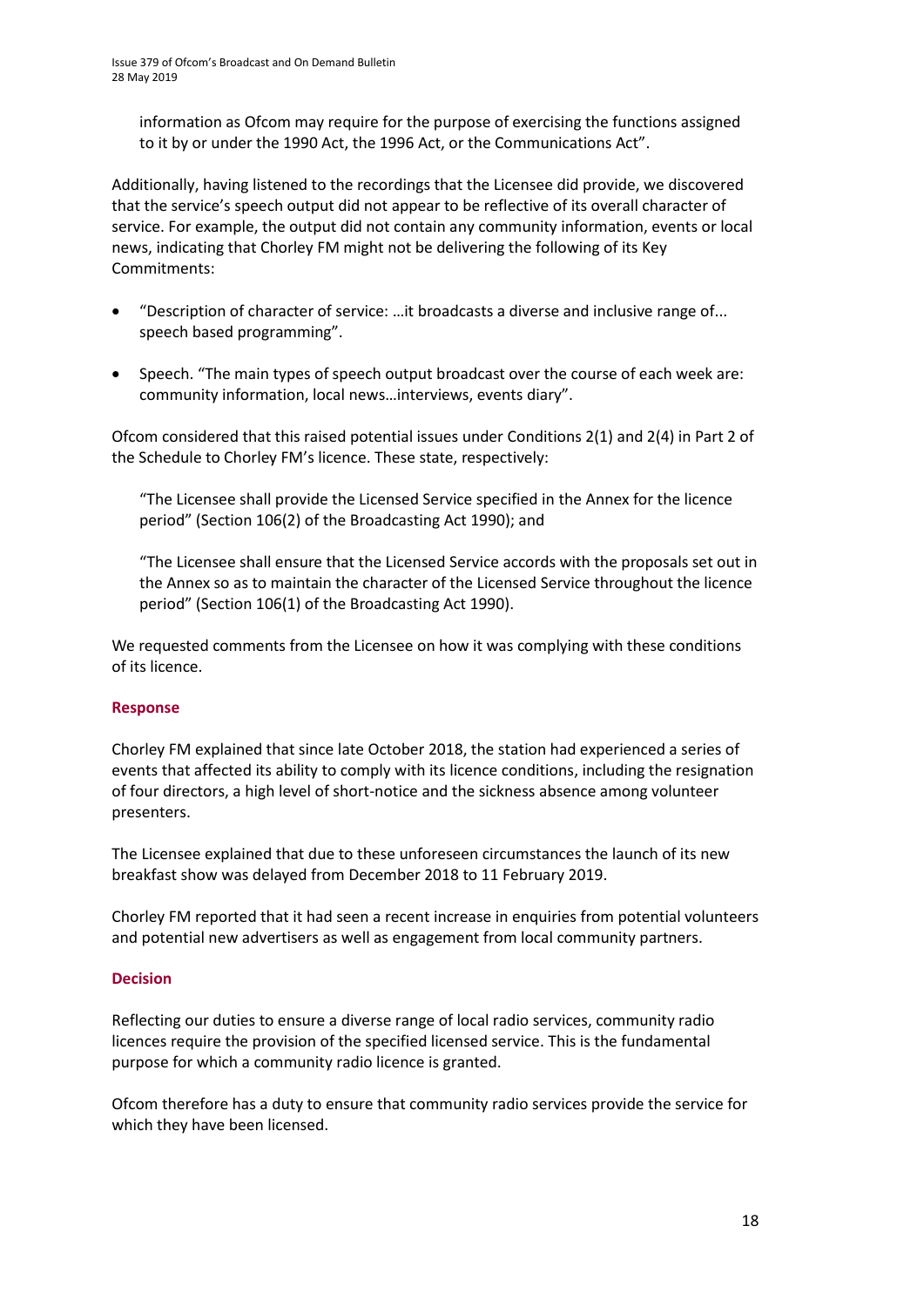information as Ofcom may require for the purpose of exercising the functions assigned to it by or under the 1990 Act, the 1996 Act, or the Communications Act".

Additionally, having listened to the recordings that the Licensee did provide, we discovered that the service's speech output did not appear to be reflective of its overall character of service. For example, the output did not contain any community information, events or local news, indicating that Chorley FM might not be delivering the following of its Key Commitments:

- "Description of character of service: …it broadcasts a diverse and inclusive range of... speech based programming".
- Speech. "The main types of speech output broadcast over the course of each week are: community information, local news…interviews, events diary".

Ofcom considered that this raised potential issues under Conditions 2(1) and 2(4) in Part 2 of the Schedule to Chorley FM's licence. These state, respectively:

"The Licensee shall provide the Licensed Service specified in the Annex for the licence period" (Section 106(2) of the Broadcasting Act 1990); and

"The Licensee shall ensure that the Licensed Service accords with the proposals set out in the Annex so as to maintain the character of the Licensed Service throughout the licence period" (Section 106(1) of the Broadcasting Act 1990).

We requested comments from the Licensee on how it was complying with these conditions of its licence.

### Response

Chorley FM explained that since late October 2018, the station had experienced a series of events that affected its ability to comply with its licence conditions, including the resignation of four directors, a high level of short-notice and the sickness absence among volunteer presenters.

The Licensee explained that due to these unforeseen circumstances the launch of its new breakfast show was delayed from December 2018 to 11 February 2019.

Chorley FM reported that it had seen a recent increase in enquiries from potential volunteers and potential new advertisers as well as engagement from local community partners.

### Decision

Reflecting our duties to ensure a diverse range of local radio services, community radio licences require the provision of the specified licensed service. This is the fundamental purpose for which a community radio licence is granted.

Ofcom therefore has a duty to ensure that community radio services provide the service for which they have been licensed.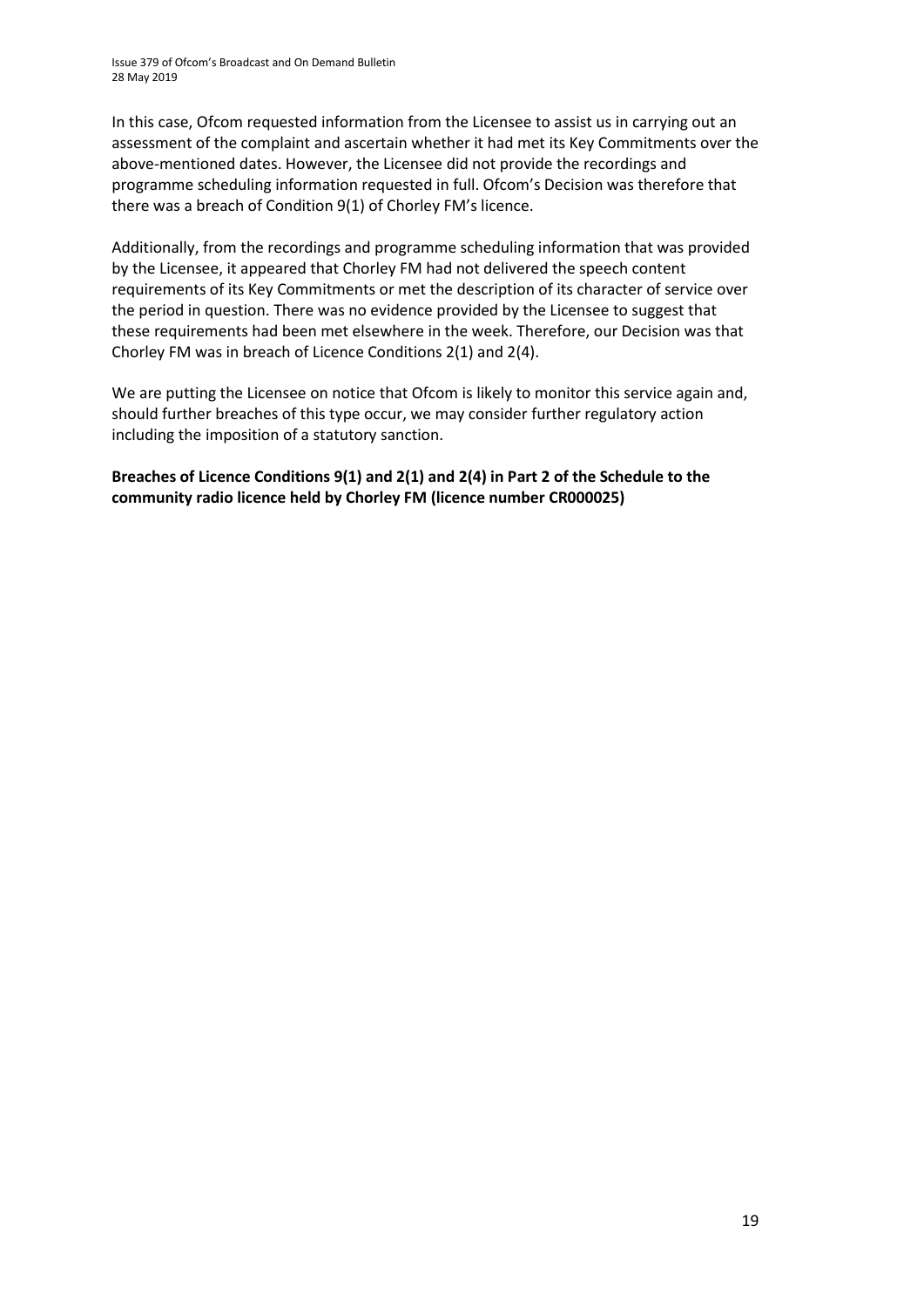In this case, Ofcom requested information from the Licensee to assist us in carrying out an assessment of the complaint and ascertain whether it had met its Key Commitments over the above-mentioned dates. However, the Licensee did not provide the recordings and programme scheduling information requested in full. Ofcom's Decision was therefore that there was a breach of Condition 9(1) of Chorley FM's licence.

Additionally, from the recordings and programme scheduling information that was provided by the Licensee, it appeared that Chorley FM had not delivered the speech content requirements of its Key Commitments or met the description of its character of service over the period in question. There was no evidence provided by the Licensee to suggest that these requirements had been met elsewhere in the week. Therefore, our Decision was that Chorley FM was in breach of Licence Conditions 2(1) and 2(4).

We are putting the Licensee on notice that Ofcom is likely to monitor this service again and, should further breaches of this type occur, we may consider further regulatory action including the imposition of a statutory sanction.

**Breaches of Licence Conditions 9(1) and 2(1) and 2(4) in Part 2 of the Schedule to the community radio licence held by Chorley FM (licence number CR000025)**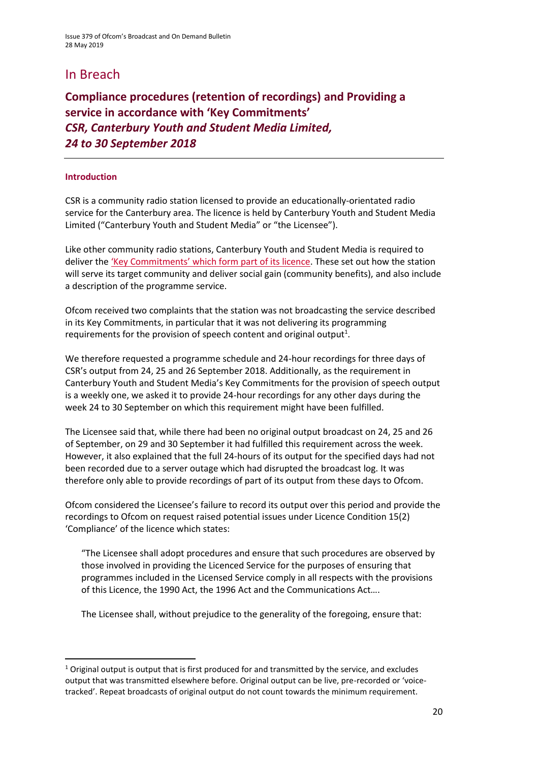# In Breach

## Compliance procedures (retention of recordings) and Providing a service in accordance with 'Key Commitments'
## *CSR, Canterbury Youth and Student Media Limited, 24 to 30 September 2018*

---

### Introduction

CSR is a community radio station licensed to provide an educationally-orientated radio service for the Canterbury area. The licence is held by Canterbury Youth and Student Media Limited ("Canterbury Youth and Student Media" or "the Licensee").

Like other community radio stations, Canterbury Youth and Student Media is required to deliver the 'Key Commitments' which form part of its licence. These set out how the station will serve its target community and deliver social gain (community benefits), and also include a description of the programme service.

Ofcom received two complaints that the station was not broadcasting the service described in its Key Commitments, in particular that it was not delivering its programming requirements for the provision of speech content and original output[1].

We therefore requested a programme schedule and 24-hour recordings for three days of CSR's output from 24, 25 and 26 September 2018. Additionally, as the requirement in Canterbury Youth and Student Media's Key Commitments for the provision of speech output is a weekly one, we asked it to provide 24-hour recordings for any other days during the week 24 to 30 September on which this requirement might have been fulfilled.

The Licensee said that, while there had been no original output broadcast on 24, 25 and 26 of September, on 29 and 30 September it had fulfilled this requirement across the week. However, it also explained that the full 24-hours of its output for the specified days had not been recorded due to a server outage which had disrupted the broadcast log. It was therefore only able to provide recordings of part of its output from these days to Ofcom.

Ofcom considered the Licensee's failure to record its output over this period and provide the recordings to Ofcom on request raised potential issues under Licence Condition 15(2) 'Compliance' of the licence which states:

> "The Licensee shall adopt procedures and ensure that such procedures are observed by those involved in providing the Licenced Service for the purposes of ensuring that programmes included in the Licensed Service comply in all respects with the provisions of this Licence, the 1990 Act, the 1996 Act and the Communications Act….
>
> The Licensee shall, without prejudice to the generality of the foregoing, ensure that:

---

[1] Original output is output that is first produced for and transmitted by the service, and excludes output that was transmitted elsewhere before. Original output can be live, pre-recorded or 'voice-tracked'. Repeat broadcasts of original output do not count towards the minimum requirement.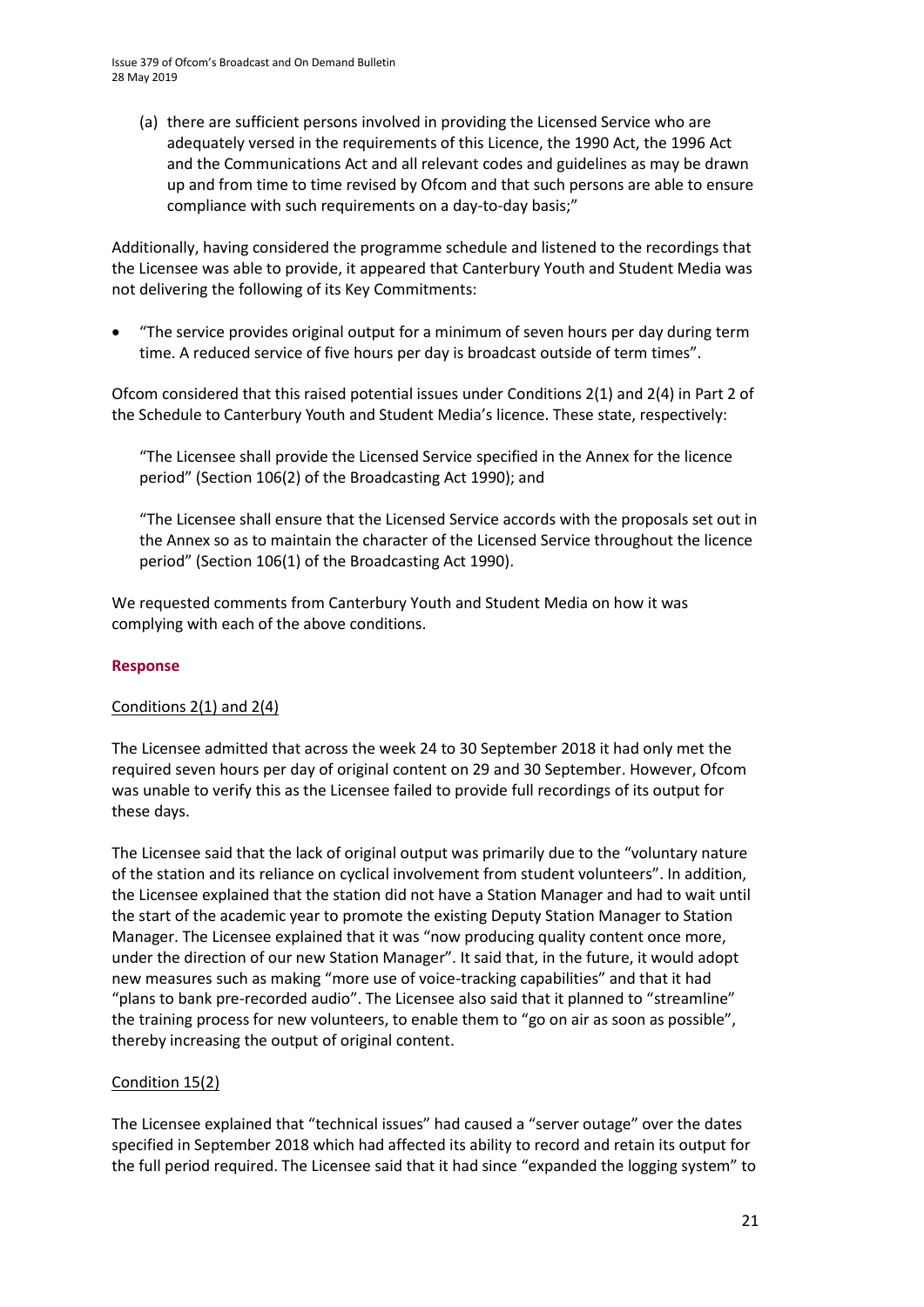(a) there are sufficient persons involved in providing the Licensed Service who are adequately versed in the requirements of this Licence, the 1990 Act, the 1996 Act and the Communications Act and all relevant codes and guidelines as may be drawn up and from time to time revised by Ofcom and that such persons are able to ensure compliance with such requirements on a day-to-day basis;"

Additionally, having considered the programme schedule and listened to the recordings that the Licensee was able to provide, it appeared that Canterbury Youth and Student Media was not delivering the following of its Key Commitments:

- "The service provides original output for a minimum of seven hours per day during term time. A reduced service of five hours per day is broadcast outside of term times".

Ofcom considered that this raised potential issues under Conditions 2(1) and 2(4) in Part 2 of the Schedule to Canterbury Youth and Student Media's licence. These state, respectively:

"The Licensee shall provide the Licensed Service specified in the Annex for the licence period" (Section 106(2) of the Broadcasting Act 1990); and

"The Licensee shall ensure that the Licensed Service accords with the proposals set out in the Annex so as to maintain the character of the Licensed Service throughout the licence period" (Section 106(1) of the Broadcasting Act 1990).

We requested comments from Canterbury Youth and Student Media on how it was complying with each of the above conditions.

**Response**

Conditions 2(1) and 2(4)

The Licensee admitted that across the week 24 to 30 September 2018 it had only met the required seven hours per day of original content on 29 and 30 September. However, Ofcom was unable to verify this as the Licensee failed to provide full recordings of its output for these days.

The Licensee said that the lack of original output was primarily due to the "voluntary nature of the station and its reliance on cyclical involvement from student volunteers". In addition, the Licensee explained that the station did not have a Station Manager and had to wait until the start of the academic year to promote the existing Deputy Station Manager to Station Manager. The Licensee explained that it was "now producing quality content once more, under the direction of our new Station Manager". It said that, in the future, it would adopt new measures such as making "more use of voice-tracking capabilities" and that it had "plans to bank pre-recorded audio". The Licensee also said that it planned to "streamline" the training process for new volunteers, to enable them to "go on air as soon as possible", thereby increasing the output of original content.

Condition 15(2)

The Licensee explained that "technical issues" had caused a "server outage" over the dates specified in September 2018 which had affected its ability to record and retain its output for the full period required. The Licensee said that it had since "expanded the logging system" to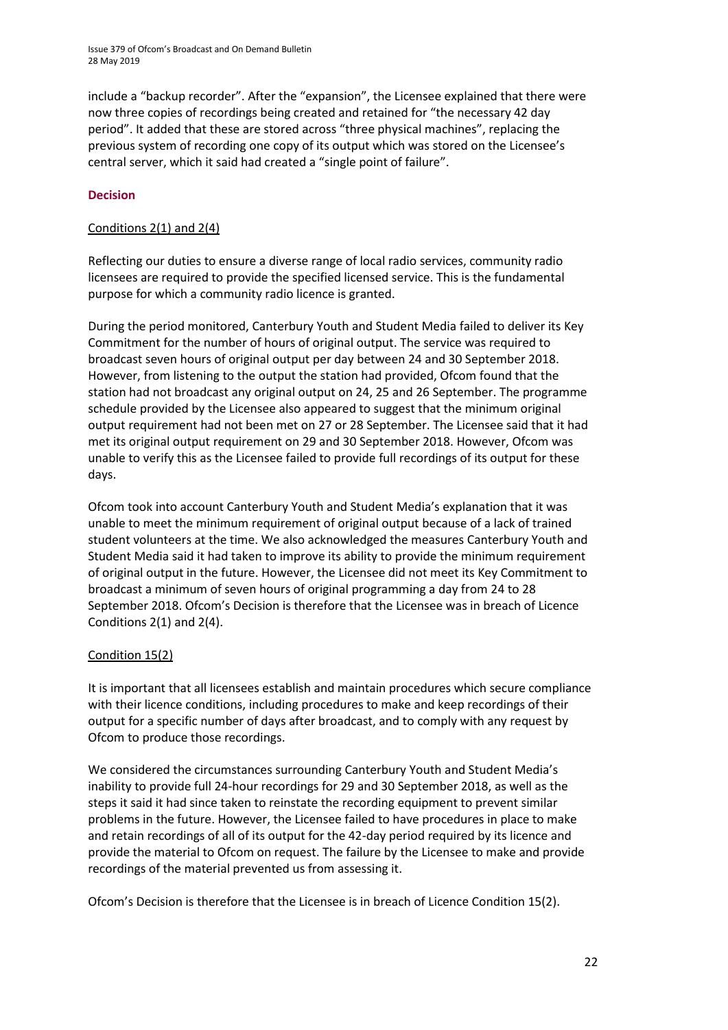include a "backup recorder". After the "expansion", the Licensee explained that there were now three copies of recordings being created and retained for "the necessary 42 day period". It added that these are stored across "three physical machines", replacing the previous system of recording one copy of its output which was stored on the Licensee's central server, which it said had created a "single point of failure".

## Decision

### Conditions 2(1) and 2(4)

Reflecting our duties to ensure a diverse range of local radio services, community radio licensees are required to provide the specified licensed service. This is the fundamental purpose for which a community radio licence is granted.

During the period monitored, Canterbury Youth and Student Media failed to deliver its Key Commitment for the number of hours of original output. The service was required to broadcast seven hours of original output per day between 24 and 30 September 2018. However, from listening to the output the station had provided, Ofcom found that the station had not broadcast any original output on 24, 25 and 26 September. The programme schedule provided by the Licensee also appeared to suggest that the minimum original output requirement had not been met on 27 or 28 September. The Licensee said that it had met its original output requirement on 29 and 30 September 2018. However, Ofcom was unable to verify this as the Licensee failed to provide full recordings of its output for these days.

Ofcom took into account Canterbury Youth and Student Media's explanation that it was unable to meet the minimum requirement of original output because of a lack of trained student volunteers at the time. We also acknowledged the measures Canterbury Youth and Student Media said it had taken to improve its ability to provide the minimum requirement of original output in the future. However, the Licensee did not meet its Key Commitment to broadcast a minimum of seven hours of original programming a day from 24 to 28 September 2018. Ofcom's Decision is therefore that the Licensee was in breach of Licence Conditions 2(1) and 2(4).

### Condition 15(2)

It is important that all licensees establish and maintain procedures which secure compliance with their licence conditions, including procedures to make and keep recordings of their output for a specific number of days after broadcast, and to comply with any request by Ofcom to produce those recordings.

We considered the circumstances surrounding Canterbury Youth and Student Media's inability to provide full 24-hour recordings for 29 and 30 September 2018, as well as the steps it said it had since taken to reinstate the recording equipment to prevent similar problems in the future. However, the Licensee failed to have procedures in place to make and retain recordings of all of its output for the 42-day period required by its licence and provide the material to Ofcom on request. The failure by the Licensee to make and provide recordings of the material prevented us from assessing it.

Ofcom's Decision is therefore that the Licensee is in breach of Licence Condition 15(2).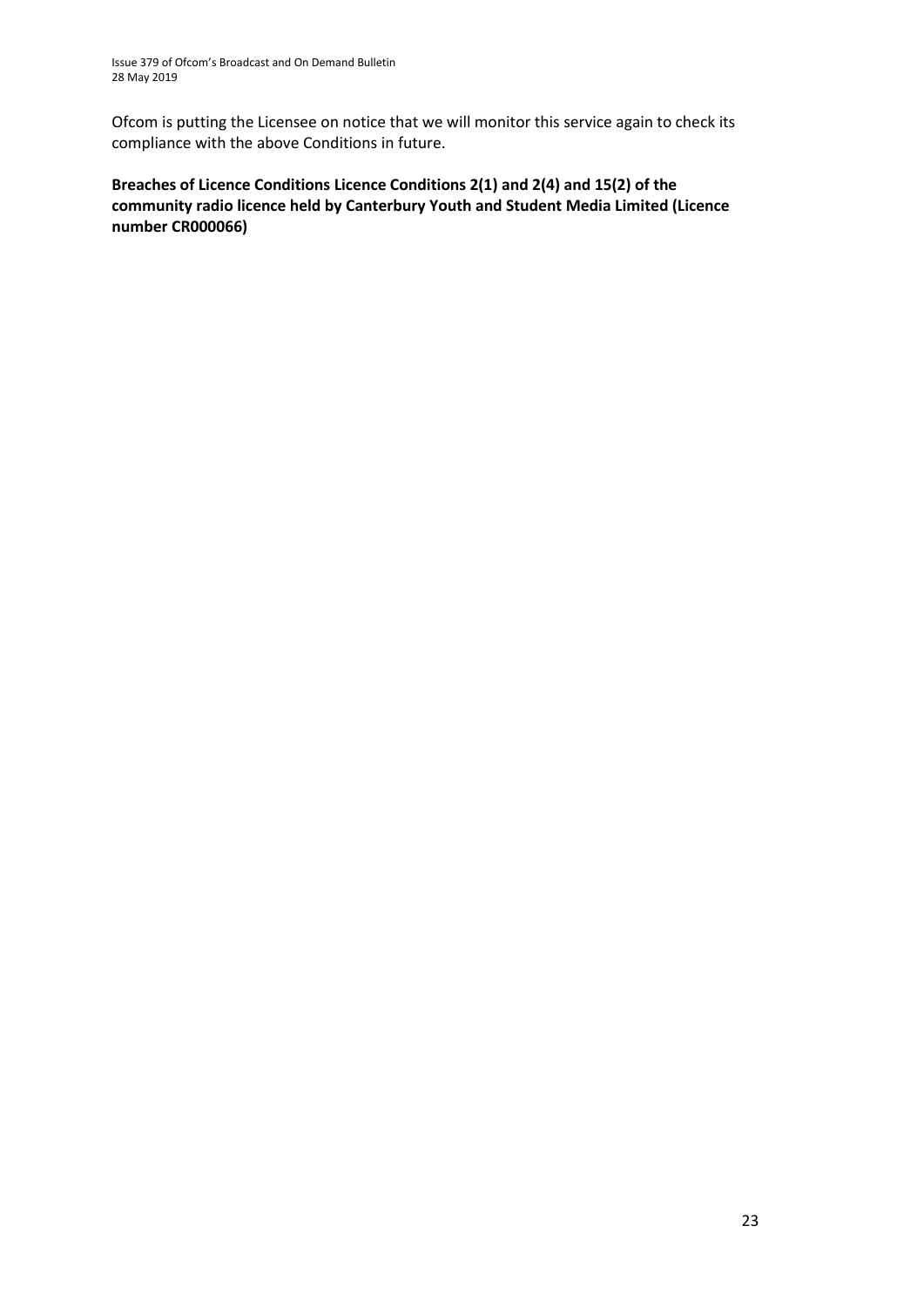Ofcom is putting the Licensee on notice that we will monitor this service again to check its compliance with the above Conditions in future.

**Breaches of Licence Conditions Licence Conditions 2(1) and 2(4) and 15(2) of the community radio licence held by Canterbury Youth and Student Media Limited (Licence number CR000066)**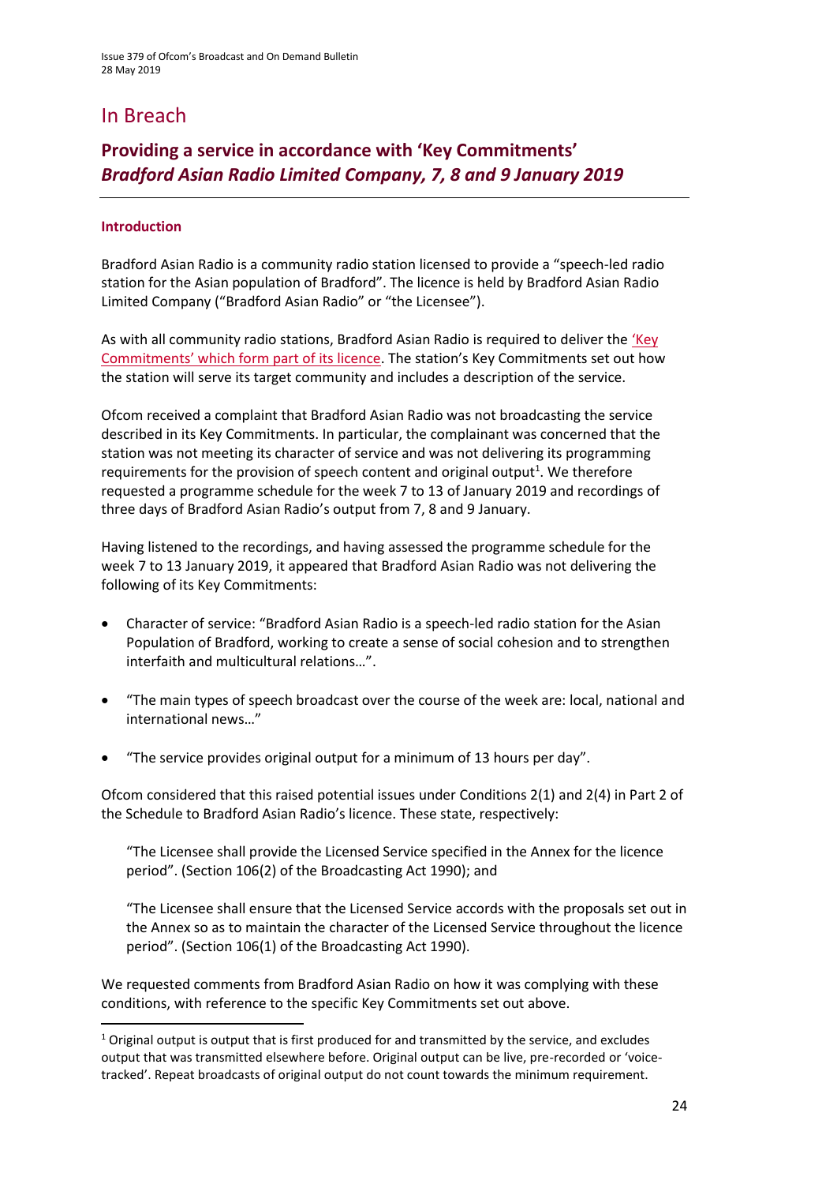# In Breach

## Providing a service in accordance with 'Key Commitments' *Bradford Asian Radio Limited Company, 7, 8 and 9 January 2019*

### Introduction

Bradford Asian Radio is a community radio station licensed to provide a "speech-led radio station for the Asian population of Bradford". The licence is held by Bradford Asian Radio Limited Company ("Bradford Asian Radio" or "the Licensee").

As with all community radio stations, Bradford Asian Radio is required to deliver the 'Key Commitments' which form part of its licence. The station's Key Commitments set out how the station will serve its target community and includes a description of the service.

Ofcom received a complaint that Bradford Asian Radio was not broadcasting the service described in its Key Commitments. In particular, the complainant was concerned that the station was not meeting its character of service and was not delivering its programming requirements for the provision of speech content and original output[1]. We therefore requested a programme schedule for the week 7 to 13 of January 2019 and recordings of three days of Bradford Asian Radio's output from 7, 8 and 9 January.

Having listened to the recordings, and having assessed the programme schedule for the week 7 to 13 January 2019, it appeared that Bradford Asian Radio was not delivering the following of its Key Commitments:

- Character of service: "Bradford Asian Radio is a speech-led radio station for the Asian Population of Bradford, working to create a sense of social cohesion and to strengthen interfaith and multicultural relations…".
- "The main types of speech broadcast over the course of the week are: local, national and international news…"
- "The service provides original output for a minimum of 13 hours per day".

Ofcom considered that this raised potential issues under Conditions 2(1) and 2(4) in Part 2 of the Schedule to Bradford Asian Radio's licence. These state, respectively:

> "The Licensee shall provide the Licensed Service specified in the Annex for the licence period". (Section 106(2) of the Broadcasting Act 1990); and
>
> "The Licensee shall ensure that the Licensed Service accords with the proposals set out in the Annex so as to maintain the character of the Licensed Service throughout the licence period". (Section 106(1) of the Broadcasting Act 1990).

We requested comments from Bradford Asian Radio on how it was complying with these conditions, with reference to the specific Key Commitments set out above.

---

[1] Original output is output that is first produced for and transmitted by the service, and excludes output that was transmitted elsewhere before. Original output can be live, pre-recorded or 'voice-tracked'. Repeat broadcasts of original output do not count towards the minimum requirement.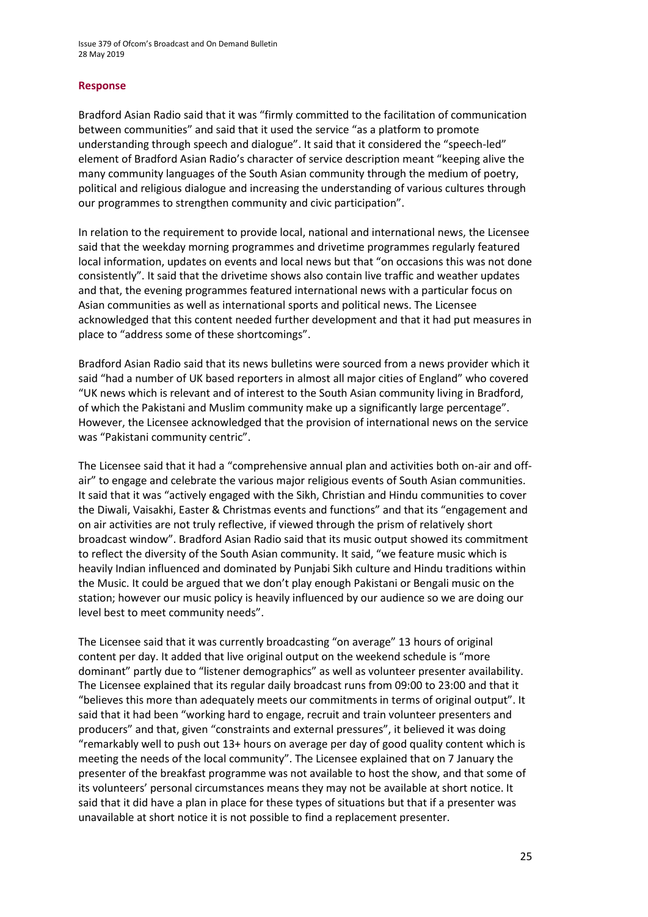## Response

Bradford Asian Radio said that it was "firmly committed to the facilitation of communication between communities" and said that it used the service "as a platform to promote understanding through speech and dialogue". It said that it considered the "speech-led" element of Bradford Asian Radio's character of service description meant "keeping alive the many community languages of the South Asian community through the medium of poetry, political and religious dialogue and increasing the understanding of various cultures through our programmes to strengthen community and civic participation".

In relation to the requirement to provide local, national and international news, the Licensee said that the weekday morning programmes and drivetime programmes regularly featured local information, updates on events and local news but that "on occasions this was not done consistently". It said that the drivetime shows also contain live traffic and weather updates and that, the evening programmes featured international news with a particular focus on Asian communities as well as international sports and political news. The Licensee acknowledged that this content needed further development and that it had put measures in place to "address some of these shortcomings".

Bradford Asian Radio said that its news bulletins were sourced from a news provider which it said "had a number of UK based reporters in almost all major cities of England" who covered "UK news which is relevant and of interest to the South Asian community living in Bradford, of which the Pakistani and Muslim community make up a significantly large percentage". However, the Licensee acknowledged that the provision of international news on the service was "Pakistani community centric".

The Licensee said that it had a "comprehensive annual plan and activities both on-air and off-air" to engage and celebrate the various major religious events of South Asian communities. It said that it was "actively engaged with the Sikh, Christian and Hindu communities to cover the Diwali, Vaisakhi, Easter & Christmas events and functions" and that its "engagement and on air activities are not truly reflective, if viewed through the prism of relatively short broadcast window". Bradford Asian Radio said that its music output showed its commitment to reflect the diversity of the South Asian community. It said, "we feature music which is heavily Indian influenced and dominated by Punjabi Sikh culture and Hindu traditions within the Music. It could be argued that we don't play enough Pakistani or Bengali music on the station; however our music policy is heavily influenced by our audience so we are doing our level best to meet community needs".

The Licensee said that it was currently broadcasting "on average" 13 hours of original content per day. It added that live original output on the weekend schedule is "more dominant" partly due to "listener demographics" as well as volunteer presenter availability. The Licensee explained that its regular daily broadcast runs from 09:00 to 23:00 and that it "believes this more than adequately meets our commitments in terms of original output". It said that it had been "working hard to engage, recruit and train volunteer presenters and producers" and that, given "constraints and external pressures", it believed it was doing "remarkably well to push out 13+ hours on average per day of good quality content which is meeting the needs of the local community". The Licensee explained that on 7 January the presenter of the breakfast programme was not available to host the show, and that some of its volunteers' personal circumstances means they may not be available at short notice. It said that it did have a plan in place for these types of situations but that if a presenter was unavailable at short notice it is not possible to find a replacement presenter.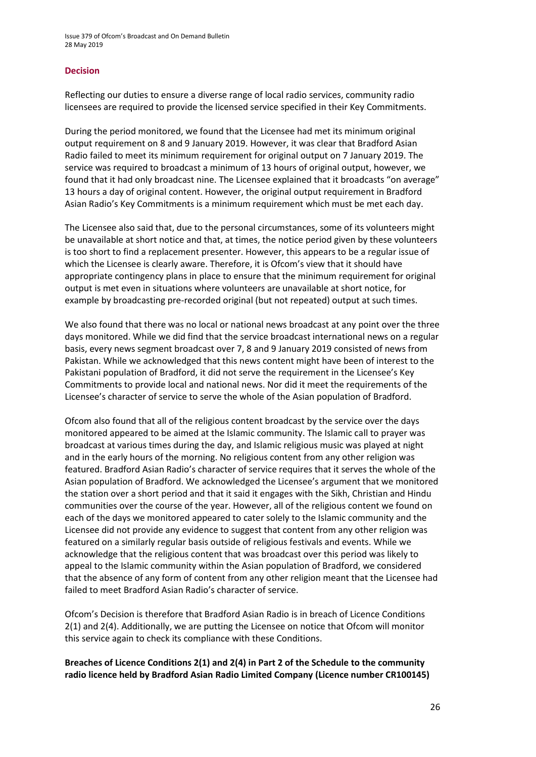## Decision

Reflecting our duties to ensure a diverse range of local radio services, community radio licensees are required to provide the licensed service specified in their Key Commitments.

During the period monitored, we found that the Licensee had met its minimum original output requirement on 8 and 9 January 2019. However, it was clear that Bradford Asian Radio failed to meet its minimum requirement for original output on 7 January 2019. The service was required to broadcast a minimum of 13 hours of original output, however, we found that it had only broadcast nine. The Licensee explained that it broadcasts "on average" 13 hours a day of original content. However, the original output requirement in Bradford Asian Radio's Key Commitments is a minimum requirement which must be met each day.

The Licensee also said that, due to the personal circumstances, some of its volunteers might be unavailable at short notice and that, at times, the notice period given by these volunteers is too short to find a replacement presenter. However, this appears to be a regular issue of which the Licensee is clearly aware. Therefore, it is Ofcom's view that it should have appropriate contingency plans in place to ensure that the minimum requirement for original output is met even in situations where volunteers are unavailable at short notice, for example by broadcasting pre-recorded original (but not repeated) output at such times.

We also found that there was no local or national news broadcast at any point over the three days monitored. While we did find that the service broadcast international news on a regular basis, every news segment broadcast over 7, 8 and 9 January 2019 consisted of news from Pakistan. While we acknowledged that this news content might have been of interest to the Pakistani population of Bradford, it did not serve the requirement in the Licensee's Key Commitments to provide local and national news. Nor did it meet the requirements of the Licensee's character of service to serve the whole of the Asian population of Bradford.

Ofcom also found that all of the religious content broadcast by the service over the days monitored appeared to be aimed at the Islamic community. The Islamic call to prayer was broadcast at various times during the day, and Islamic religious music was played at night and in the early hours of the morning. No religious content from any other religion was featured. Bradford Asian Radio's character of service requires that it serves the whole of the Asian population of Bradford. We acknowledged the Licensee's argument that we monitored the station over a short period and that it said it engages with the Sikh, Christian and Hindu communities over the course of the year. However, all of the religious content we found on each of the days we monitored appeared to cater solely to the Islamic community and the Licensee did not provide any evidence to suggest that content from any other religion was featured on a similarly regular basis outside of religious festivals and events. While we acknowledge that the religious content that was broadcast over this period was likely to appeal to the Islamic community within the Asian population of Bradford, we considered that the absence of any form of content from any other religion meant that the Licensee had failed to meet Bradford Asian Radio's character of service.

Ofcom's Decision is therefore that Bradford Asian Radio is in breach of Licence Conditions 2(1) and 2(4). Additionally, we are putting the Licensee on notice that Ofcom will monitor this service again to check its compliance with these Conditions.

**Breaches of Licence Conditions 2(1) and 2(4) in Part 2 of the Schedule to the community radio licence held by Bradford Asian Radio Limited Company (Licence number CR100145)**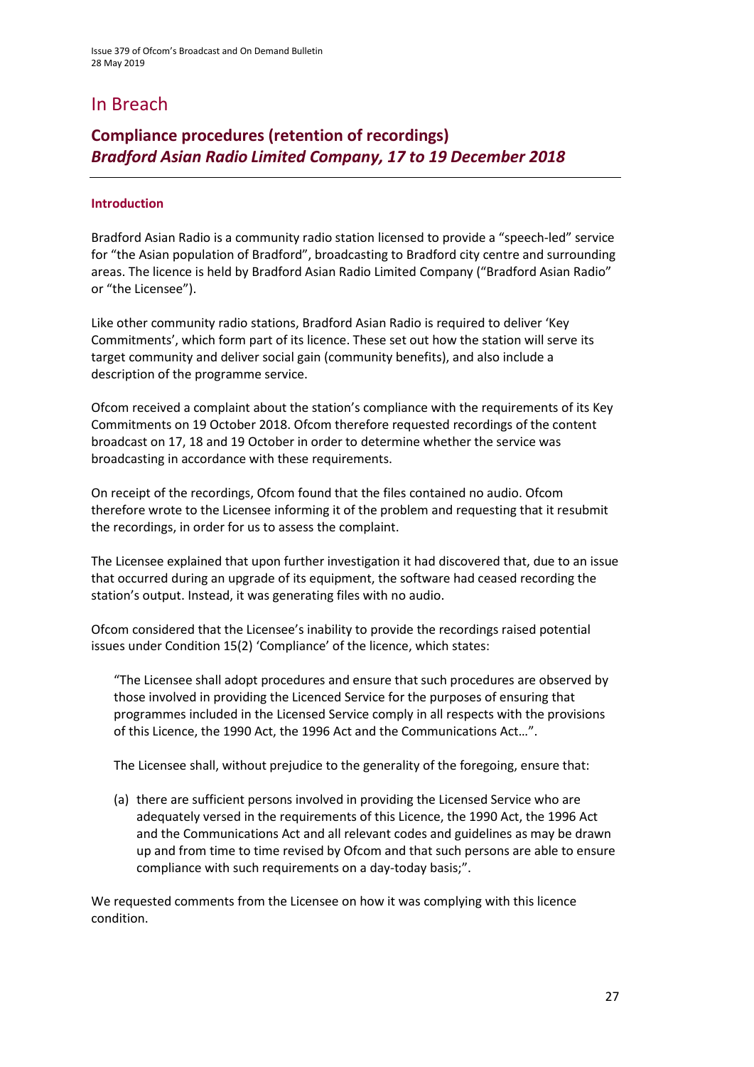# In Breach

## Compliance procedures (retention of recordings)
### *Bradford Asian Radio Limited Company, 17 to 19 December 2018*

---

#### Introduction

Bradford Asian Radio is a community radio station licensed to provide a "speech-led" service for "the Asian population of Bradford", broadcasting to Bradford city centre and surrounding areas. The licence is held by Bradford Asian Radio Limited Company ("Bradford Asian Radio" or "the Licensee").

Like other community radio stations, Bradford Asian Radio is required to deliver 'Key Commitments', which form part of its licence. These set out how the station will serve its target community and deliver social gain (community benefits), and also include a description of the programme service.

Ofcom received a complaint about the station's compliance with the requirements of its Key Commitments on 19 October 2018. Ofcom therefore requested recordings of the content broadcast on 17, 18 and 19 October in order to determine whether the service was broadcasting in accordance with these requirements.

On receipt of the recordings, Ofcom found that the files contained no audio. Ofcom therefore wrote to the Licensee informing it of the problem and requesting that it resubmit the recordings, in order for us to assess the complaint.

The Licensee explained that upon further investigation it had discovered that, due to an issue that occurred during an upgrade of its equipment, the software had ceased recording the station's output. Instead, it was generating files with no audio.

Ofcom considered that the Licensee's inability to provide the recordings raised potential issues under Condition 15(2) 'Compliance' of the licence, which states:

> "The Licensee shall adopt procedures and ensure that such procedures are observed by those involved in providing the Licenced Service for the purposes of ensuring that programmes included in the Licensed Service comply in all respects with the provisions of this Licence, the 1990 Act, the 1996 Act and the Communications Act…".
>
> The Licensee shall, without prejudice to the generality of the foregoing, ensure that:
>
> (a) there are sufficient persons involved in providing the Licensed Service who are adequately versed in the requirements of this Licence, the 1990 Act, the 1996 Act and the Communications Act and all relevant codes and guidelines as may be drawn up and from time to time revised by Ofcom and that such persons are able to ensure compliance with such requirements on a day-today basis;".

We requested comments from the Licensee on how it was complying with this licence condition.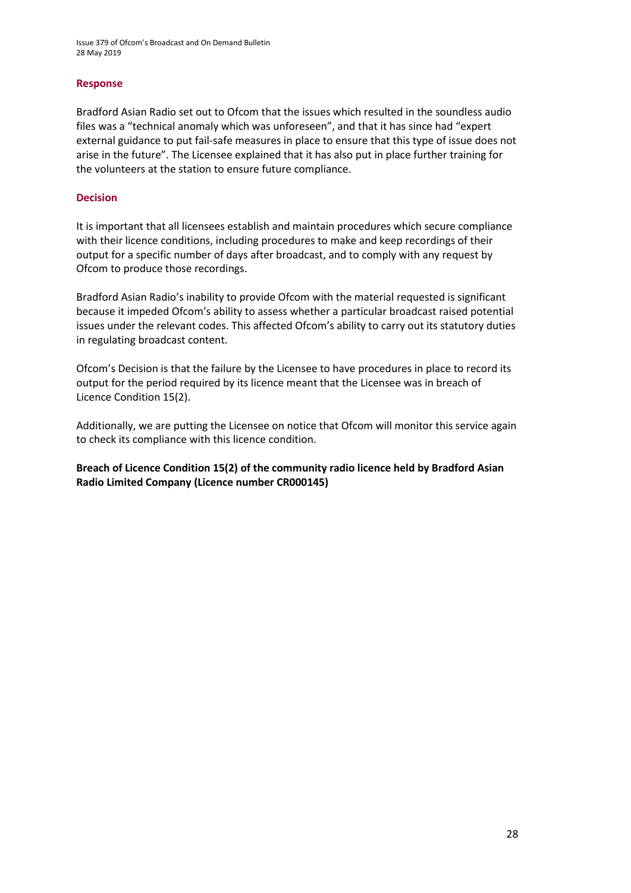### Response

Bradford Asian Radio set out to Ofcom that the issues which resulted in the soundless audio files was a "technical anomaly which was unforeseen", and that it has since had "expert external guidance to put fail-safe measures in place to ensure that this type of issue does not arise in the future". The Licensee explained that it has also put in place further training for the volunteers at the station to ensure future compliance.

### Decision

It is important that all licensees establish and maintain procedures which secure compliance with their licence conditions, including procedures to make and keep recordings of their output for a specific number of days after broadcast, and to comply with any request by Ofcom to produce those recordings.

Bradford Asian Radio's inability to provide Ofcom with the material requested is significant because it impeded Ofcom's ability to assess whether a particular broadcast raised potential issues under the relevant codes. This affected Ofcom's ability to carry out its statutory duties in regulating broadcast content.

Ofcom's Decision is that the failure by the Licensee to have procedures in place to record its output for the period required by its licence meant that the Licensee was in breach of Licence Condition 15(2).

Additionally, we are putting the Licensee on notice that Ofcom will monitor this service again to check its compliance with this licence condition.

**Breach of Licence Condition 15(2) of the community radio licence held by Bradford Asian Radio Limited Company (Licence number CR000145)**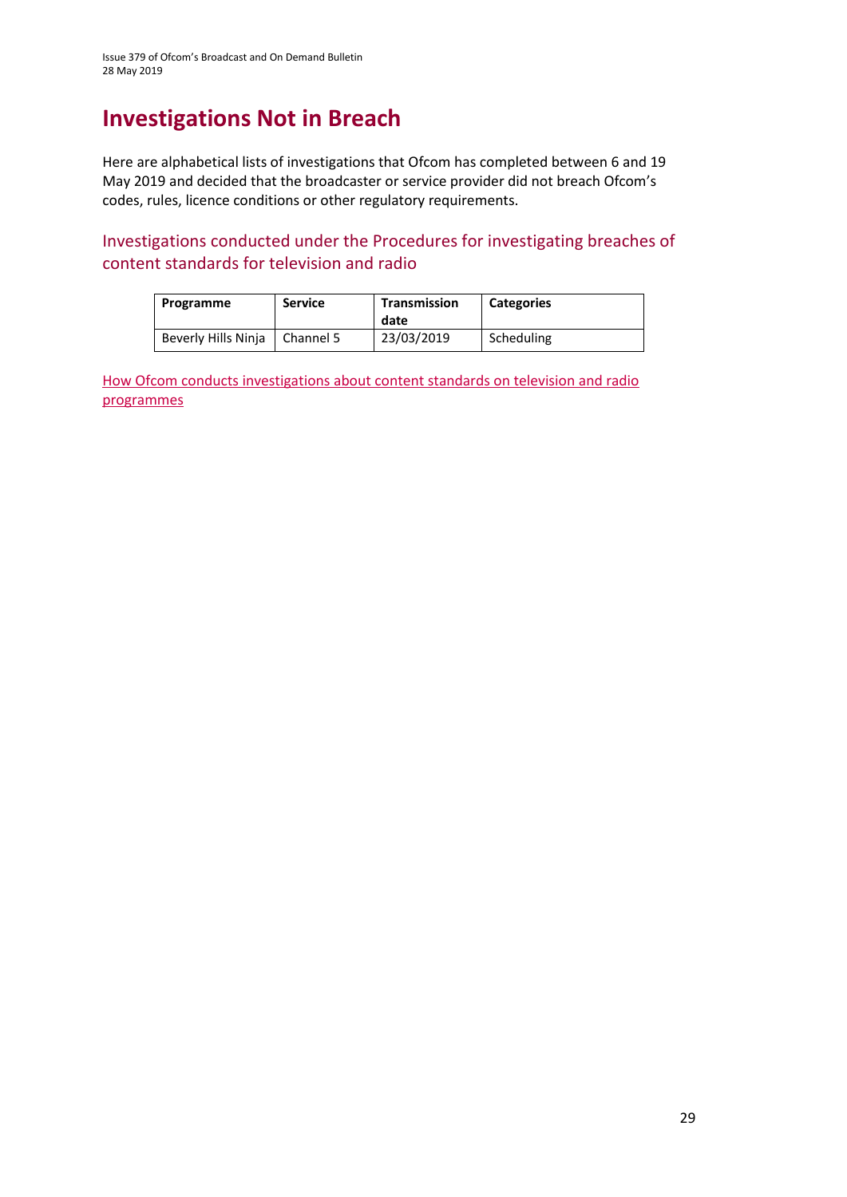# Investigations Not in Breach

Here are alphabetical lists of investigations that Ofcom has completed between 6 and 19 May 2019 and decided that the broadcaster or service provider did not breach Ofcom's codes, rules, licence conditions or other regulatory requirements.

## Investigations conducted under the Procedures for investigating breaches of content standards for television and radio

| Programme | Service | Transmission date | Categories |
|---|---|---|---|
| Beverly Hills Ninja | Channel 5 | 23/03/2019 | Scheduling |

[How Ofcom conducts investigations about content standards on television and radio programmes]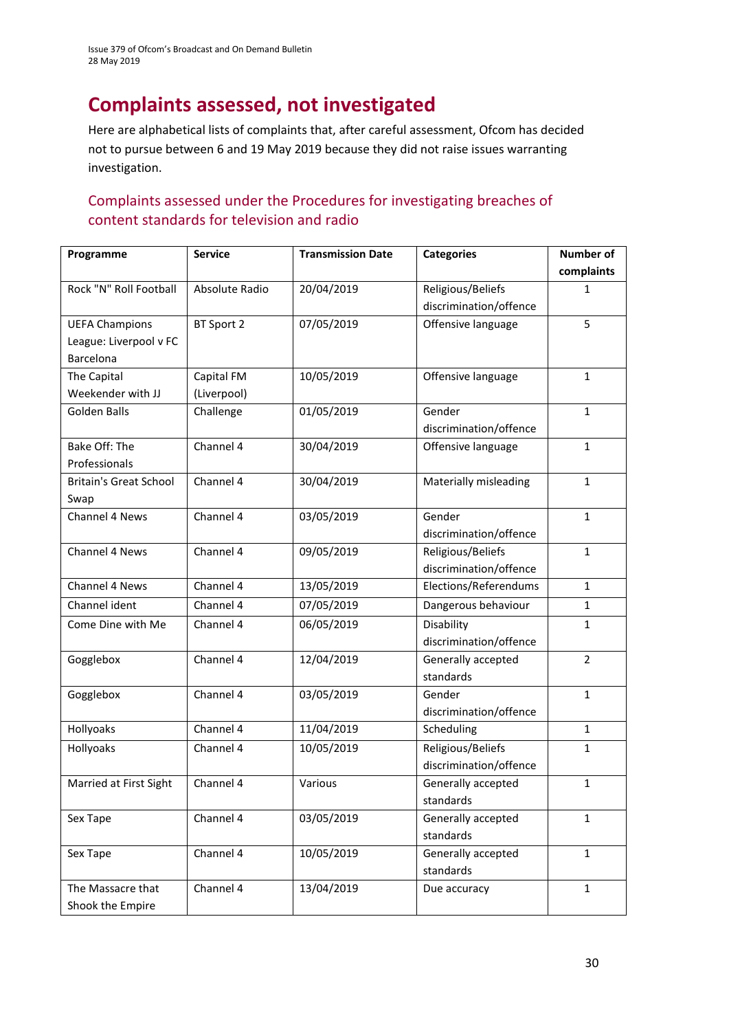# Complaints assessed, not investigated

Here are alphabetical lists of complaints that, after careful assessment, Ofcom has decided not to pursue between 6 and 19 May 2019 because they did not raise issues warranting investigation.

## Complaints assessed under the Procedures for investigating breaches of content standards for television and radio

| Programme | Service | Transmission Date | Categories | Number of complaints |
|---|---|---|---|---|
| Rock "N" Roll Football | Absolute Radio | 20/04/2019 | Religious/Beliefs discrimination/offence | 1 |
| UEFA Champions League: Liverpool v FC Barcelona | BT Sport 2 | 07/05/2019 | Offensive language | 5 |
| The Capital Weekender with JJ | Capital FM (Liverpool) | 10/05/2019 | Offensive language | 1 |
| Golden Balls | Challenge | 01/05/2019 | Gender discrimination/offence | 1 |
| Bake Off: The Professionals | Channel 4 | 30/04/2019 | Offensive language | 1 |
| Britain's Great School Swap | Channel 4 | 30/04/2019 | Materially misleading | 1 |
| Channel 4 News | Channel 4 | 03/05/2019 | Gender discrimination/offence | 1 |
| Channel 4 News | Channel 4 | 09/05/2019 | Religious/Beliefs discrimination/offence | 1 |
| Channel 4 News | Channel 4 | 13/05/2019 | Elections/Referendums | 1 |
| Channel ident | Channel 4 | 07/05/2019 | Dangerous behaviour | 1 |
| Come Dine with Me | Channel 4 | 06/05/2019 | Disability discrimination/offence | 1 |
| Gogglebox | Channel 4 | 12/04/2019 | Generally accepted standards | 2 |
| Gogglebox | Channel 4 | 03/05/2019 | Gender discrimination/offence | 1 |
| Hollyoaks | Channel 4 | 11/04/2019 | Scheduling | 1 |
| Hollyoaks | Channel 4 | 10/05/2019 | Religious/Beliefs discrimination/offence | 1 |
| Married at First Sight | Channel 4 | Various | Generally accepted standards | 1 |
| Sex Tape | Channel 4 | 03/05/2019 | Generally accepted standards | 1 |
| Sex Tape | Channel 4 | 10/05/2019 | Generally accepted standards | 1 |
| The Massacre that Shook the Empire | Channel 4 | 13/04/2019 | Due accuracy | 1 |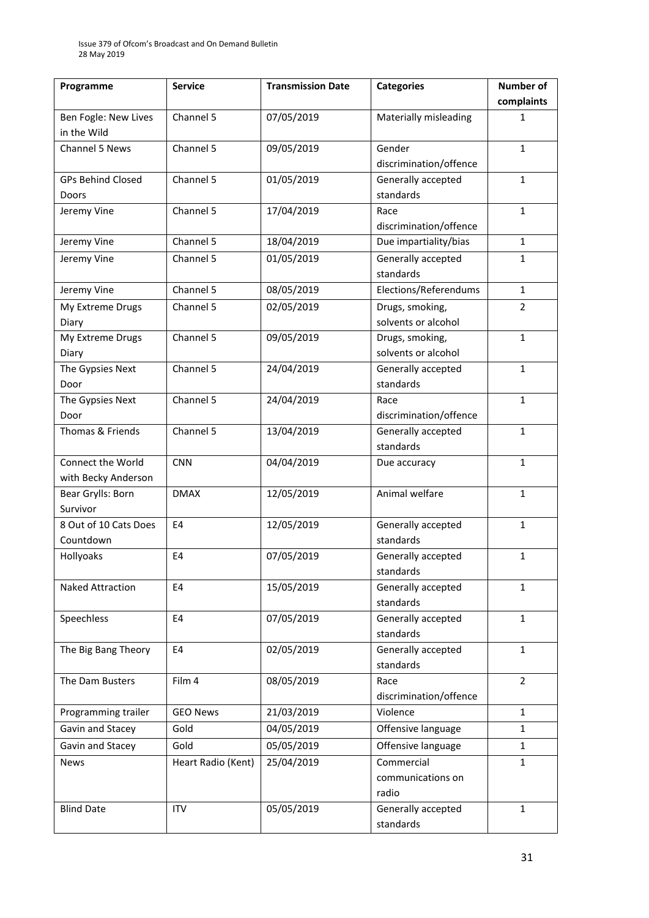| Programme | Service | Transmission Date | Categories | Number of complaints |
| --- | --- | --- | --- | --- |
| Ben Fogle: New Lives in the Wild | Channel 5 | 07/05/2019 | Materially misleading | 1 |
| Channel 5 News | Channel 5 | 09/05/2019 | Gender discrimination/offence | 1 |
| GPs Behind Closed Doors | Channel 5 | 01/05/2019 | Generally accepted standards | 1 |
| Jeremy Vine | Channel 5 | 17/04/2019 | Race discrimination/offence | 1 |
| Jeremy Vine | Channel 5 | 18/04/2019 | Due impartiality/bias | 1 |
| Jeremy Vine | Channel 5 | 01/05/2019 | Generally accepted standards | 1 |
| Jeremy Vine | Channel 5 | 08/05/2019 | Elections/Referendums | 1 |
| My Extreme Drugs Diary | Channel 5 | 02/05/2019 | Drugs, smoking, solvents or alcohol | 2 |
| My Extreme Drugs Diary | Channel 5 | 09/05/2019 | Drugs, smoking, solvents or alcohol | 1 |
| The Gypsies Next Door | Channel 5 | 24/04/2019 | Generally accepted standards | 1 |
| The Gypsies Next Door | Channel 5 | 24/04/2019 | Race discrimination/offence | 1 |
| Thomas & Friends | Channel 5 | 13/04/2019 | Generally accepted standards | 1 |
| Connect the World with Becky Anderson | CNN | 04/04/2019 | Due accuracy | 1 |
| Bear Grylls: Born Survivor | DMAX | 12/05/2019 | Animal welfare | 1 |
| 8 Out of 10 Cats Does Countdown | E4 | 12/05/2019 | Generally accepted standards | 1 |
| Hollyoaks | E4 | 07/05/2019 | Generally accepted standards | 1 |
| Naked Attraction | E4 | 15/05/2019 | Generally accepted standards | 1 |
| Speechless | E4 | 07/05/2019 | Generally accepted standards | 1 |
| The Big Bang Theory | E4 | 02/05/2019 | Generally accepted standards | 1 |
| The Dam Busters | Film 4 | 08/05/2019 | Race discrimination/offence | 2 |
| Programming trailer | GEO News | 21/03/2019 | Violence | 1 |
| Gavin and Stacey | Gold | 04/05/2019 | Offensive language | 1 |
| Gavin and Stacey | Gold | 05/05/2019 | Offensive language | 1 |
| News | Heart Radio (Kent) | 25/04/2019 | Commercial communications on radio | 1 |
| Blind Date | ITV | 05/05/2019 | Generally accepted standards | 1 |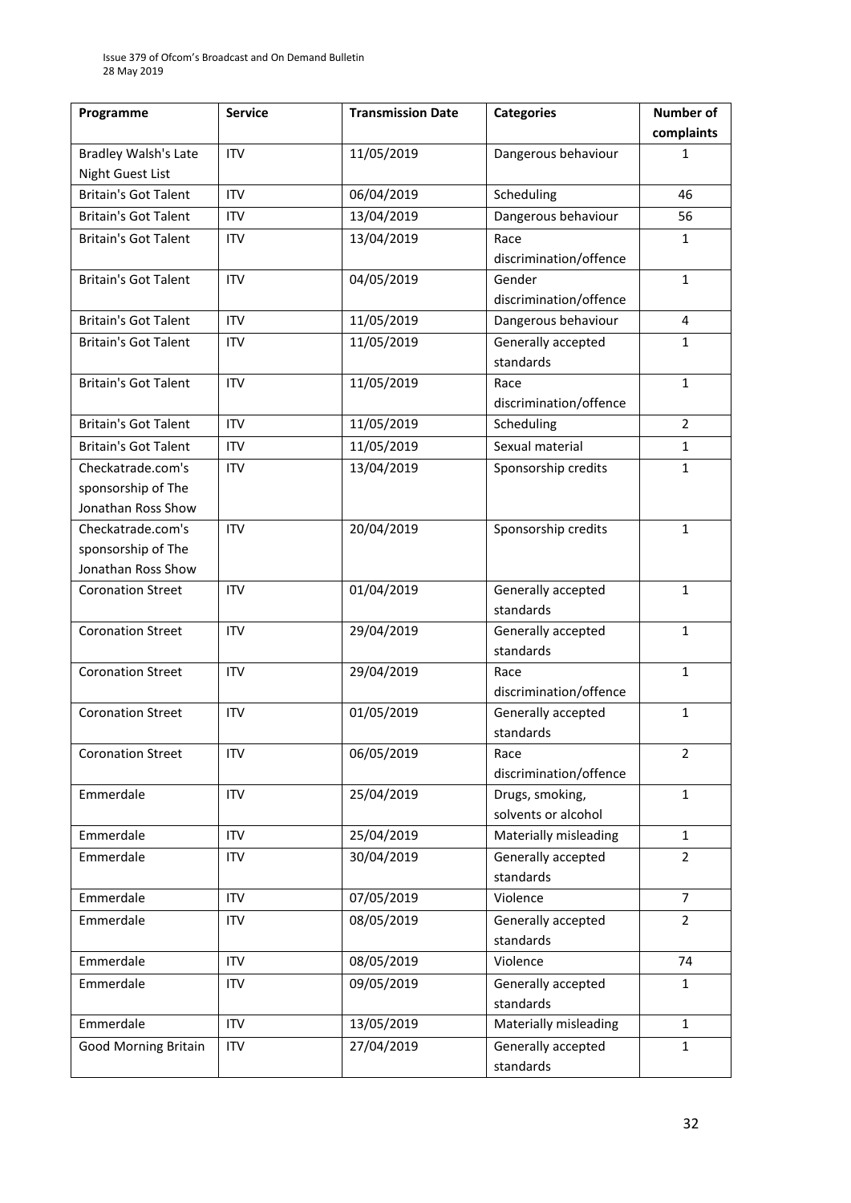| Programme | Service | Transmission Date | Categories | Number of complaints |
|---|---|---|---|---|
| Bradley Walsh's Late Night Guest List | ITV | 11/05/2019 | Dangerous behaviour | 1 |
| Britain's Got Talent | ITV | 06/04/2019 | Scheduling | 46 |
| Britain's Got Talent | ITV | 13/04/2019 | Dangerous behaviour | 56 |
| Britain's Got Talent | ITV | 13/04/2019 | Race discrimination/offence | 1 |
| Britain's Got Talent | ITV | 04/05/2019 | Gender discrimination/offence | 1 |
| Britain's Got Talent | ITV | 11/05/2019 | Dangerous behaviour | 4 |
| Britain's Got Talent | ITV | 11/05/2019 | Generally accepted standards | 1 |
| Britain's Got Talent | ITV | 11/05/2019 | Race discrimination/offence | 1 |
| Britain's Got Talent | ITV | 11/05/2019 | Scheduling | 2 |
| Britain's Got Talent | ITV | 11/05/2019 | Sexual material | 1 |
| Checkatrade.com's sponsorship of The Jonathan Ross Show | ITV | 13/04/2019 | Sponsorship credits | 1 |
| Checkatrade.com's sponsorship of The Jonathan Ross Show | ITV | 20/04/2019 | Sponsorship credits | 1 |
| Coronation Street | ITV | 01/04/2019 | Generally accepted standards | 1 |
| Coronation Street | ITV | 29/04/2019 | Generally accepted standards | 1 |
| Coronation Street | ITV | 29/04/2019 | Race discrimination/offence | 1 |
| Coronation Street | ITV | 01/05/2019 | Generally accepted standards | 1 |
| Coronation Street | ITV | 06/05/2019 | Race discrimination/offence | 2 |
| Emmerdale | ITV | 25/04/2019 | Drugs, smoking, solvents or alcohol | 1 |
| Emmerdale | ITV | 25/04/2019 | Materially misleading | 1 |
| Emmerdale | ITV | 30/04/2019 | Generally accepted standards | 2 |
| Emmerdale | ITV | 07/05/2019 | Violence | 7 |
| Emmerdale | ITV | 08/05/2019 | Generally accepted standards | 2 |
| Emmerdale | ITV | 08/05/2019 | Violence | 74 |
| Emmerdale | ITV | 09/05/2019 | Generally accepted standards | 1 |
| Emmerdale | ITV | 13/05/2019 | Materially misleading | 1 |
| Good Morning Britain | ITV | 27/04/2019 | Generally accepted standards | 1 |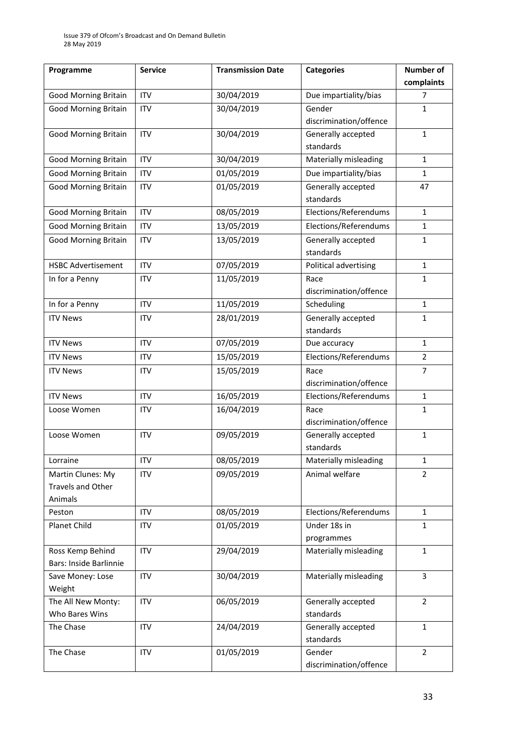| Programme | Service | Transmission Date | Categories | Number of complaints |
|---|---|---|---|---|
| Good Morning Britain | ITV | 30/04/2019 | Due impartiality/bias | 7 |
| Good Morning Britain | ITV | 30/04/2019 | Gender discrimination/offence | 1 |
| Good Morning Britain | ITV | 30/04/2019 | Generally accepted standards | 1 |
| Good Morning Britain | ITV | 30/04/2019 | Materially misleading | 1 |
| Good Morning Britain | ITV | 01/05/2019 | Due impartiality/bias | 1 |
| Good Morning Britain | ITV | 01/05/2019 | Generally accepted standards | 47 |
| Good Morning Britain | ITV | 08/05/2019 | Elections/Referendums | 1 |
| Good Morning Britain | ITV | 13/05/2019 | Elections/Referendums | 1 |
| Good Morning Britain | ITV | 13/05/2019 | Generally accepted standards | 1 |
| HSBC Advertisement | ITV | 07/05/2019 | Political advertising | 1 |
| In for a Penny | ITV | 11/05/2019 | Race discrimination/offence | 1 |
| In for a Penny | ITV | 11/05/2019 | Scheduling | 1 |
| ITV News | ITV | 28/01/2019 | Generally accepted standards | 1 |
| ITV News | ITV | 07/05/2019 | Due accuracy | 1 |
| ITV News | ITV | 15/05/2019 | Elections/Referendums | 2 |
| ITV News | ITV | 15/05/2019 | Race discrimination/offence | 7 |
| ITV News | ITV | 16/05/2019 | Elections/Referendums | 1 |
| Loose Women | ITV | 16/04/2019 | Race discrimination/offence | 1 |
| Loose Women | ITV | 09/05/2019 | Generally accepted standards | 1 |
| Lorraine | ITV | 08/05/2019 | Materially misleading | 1 |
| Martin Clunes: My Travels and Other Animals | ITV | 09/05/2019 | Animal welfare | 2 |
| Peston | ITV | 08/05/2019 | Elections/Referendums | 1 |
| Planet Child | ITV | 01/05/2019 | Under 18s in programmes | 1 |
| Ross Kemp Behind Bars: Inside Barlinnie | ITV | 29/04/2019 | Materially misleading | 1 |
| Save Money: Lose Weight | ITV | 30/04/2019 | Materially misleading | 3 |
| The All New Monty: Who Bares Wins | ITV | 06/05/2019 | Generally accepted standards | 2 |
| The Chase | ITV | 24/04/2019 | Generally accepted standards | 1 |
| The Chase | ITV | 01/05/2019 | Gender discrimination/offence | 2 |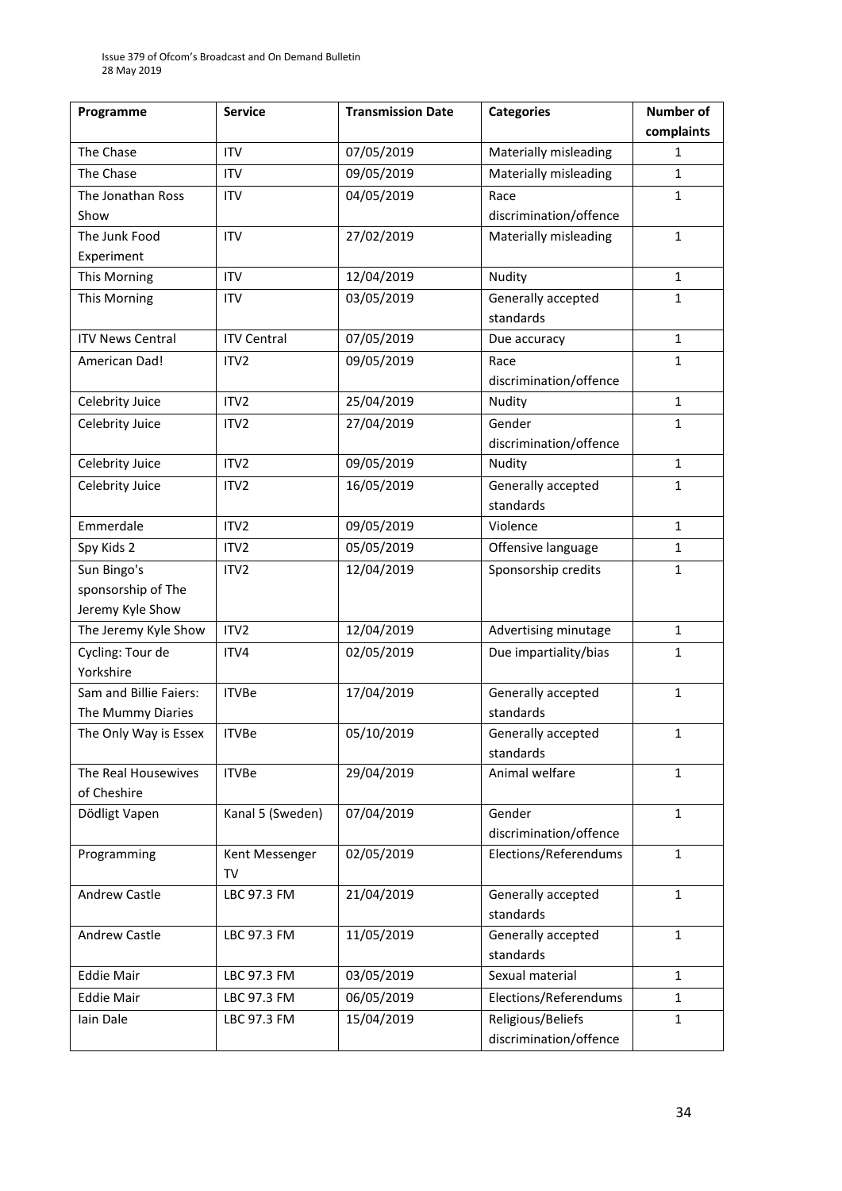| Programme | Service | Transmission Date | Categories | Number of complaints |
|---|---|---|---|---|
| The Chase | ITV | 07/05/2019 | Materially misleading | 1 |
| The Chase | ITV | 09/05/2019 | Materially misleading | 1 |
| The Jonathan Ross Show | ITV | 04/05/2019 | Race discrimination/offence | 1 |
| The Junk Food Experiment | ITV | 27/02/2019 | Materially misleading | 1 |
| This Morning | ITV | 12/04/2019 | Nudity | 1 |
| This Morning | ITV | 03/05/2019 | Generally accepted standards | 1 |
| ITV News Central | ITV Central | 07/05/2019 | Due accuracy | 1 |
| American Dad! | ITV2 | 09/05/2019 | Race discrimination/offence | 1 |
| Celebrity Juice | ITV2 | 25/04/2019 | Nudity | 1 |
| Celebrity Juice | ITV2 | 27/04/2019 | Gender discrimination/offence | 1 |
| Celebrity Juice | ITV2 | 09/05/2019 | Nudity | 1 |
| Celebrity Juice | ITV2 | 16/05/2019 | Generally accepted standards | 1 |
| Emmerdale | ITV2 | 09/05/2019 | Violence | 1 |
| Spy Kids 2 | ITV2 | 05/05/2019 | Offensive language | 1 |
| Sun Bingo's sponsorship of The Jeremy Kyle Show | ITV2 | 12/04/2019 | Sponsorship credits | 1 |
| The Jeremy Kyle Show | ITV2 | 12/04/2019 | Advertising minutage | 1 |
| Cycling: Tour de Yorkshire | ITV4 | 02/05/2019 | Due impartiality/bias | 1 |
| Sam and Billie Faiers: The Mummy Diaries | ITVBe | 17/04/2019 | Generally accepted standards | 1 |
| The Only Way is Essex | ITVBe | 05/10/2019 | Generally accepted standards | 1 |
| The Real Housewives of Cheshire | ITVBe | 29/04/2019 | Animal welfare | 1 |
| Dödligt Vapen | Kanal 5 (Sweden) | 07/04/2019 | Gender discrimination/offence | 1 |
| Programming | Kent Messenger TV | 02/05/2019 | Elections/Referendums | 1 |
| Andrew Castle | LBC 97.3 FM | 21/04/2019 | Generally accepted standards | 1 |
| Andrew Castle | LBC 97.3 FM | 11/05/2019 | Generally accepted standards | 1 |
| Eddie Mair | LBC 97.3 FM | 03/05/2019 | Sexual material | 1 |
| Eddie Mair | LBC 97.3 FM | 06/05/2019 | Elections/Referendums | 1 |
| Iain Dale | LBC 97.3 FM | 15/04/2019 | Religious/Beliefs discrimination/offence | 1 |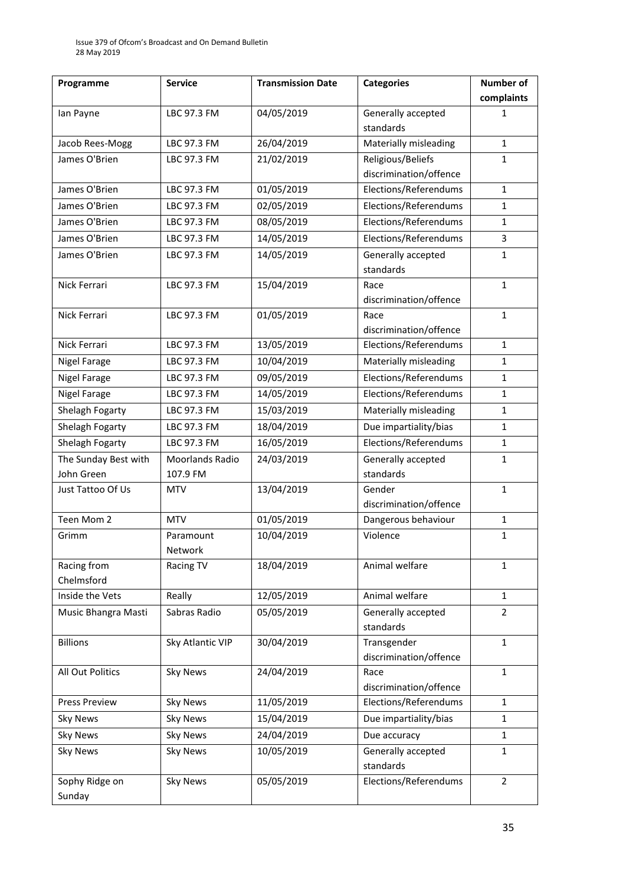| Programme | Service | Transmission Date | Categories | Number of complaints |
|---|---|---|---|---|
| Ian Payne | LBC 97.3 FM | 04/05/2019 | Generally accepted standards | 1 |
| Jacob Rees-Mogg | LBC 97.3 FM | 26/04/2019 | Materially misleading | 1 |
| James O'Brien | LBC 97.3 FM | 21/02/2019 | Religious/Beliefs discrimination/offence | 1 |
| James O'Brien | LBC 97.3 FM | 01/05/2019 | Elections/Referendums | 1 |
| James O'Brien | LBC 97.3 FM | 02/05/2019 | Elections/Referendums | 1 |
| James O'Brien | LBC 97.3 FM | 08/05/2019 | Elections/Referendums | 1 |
| James O'Brien | LBC 97.3 FM | 14/05/2019 | Elections/Referendums | 3 |
| James O'Brien | LBC 97.3 FM | 14/05/2019 | Generally accepted standards | 1 |
| Nick Ferrari | LBC 97.3 FM | 15/04/2019 | Race discrimination/offence | 1 |
| Nick Ferrari | LBC 97.3 FM | 01/05/2019 | Race discrimination/offence | 1 |
| Nick Ferrari | LBC 97.3 FM | 13/05/2019 | Elections/Referendums | 1 |
| Nigel Farage | LBC 97.3 FM | 10/04/2019 | Materially misleading | 1 |
| Nigel Farage | LBC 97.3 FM | 09/05/2019 | Elections/Referendums | 1 |
| Nigel Farage | LBC 97.3 FM | 14/05/2019 | Elections/Referendums | 1 |
| Shelagh Fogarty | LBC 97.3 FM | 15/03/2019 | Materially misleading | 1 |
| Shelagh Fogarty | LBC 97.3 FM | 18/04/2019 | Due impartiality/bias | 1 |
| Shelagh Fogarty | LBC 97.3 FM | 16/05/2019 | Elections/Referendums | 1 |
| The Sunday Best with John Green | Moorlands Radio 107.9 FM | 24/03/2019 | Generally accepted standards | 1 |
| Just Tattoo Of Us | MTV | 13/04/2019 | Gender discrimination/offence | 1 |
| Teen Mom 2 | MTV | 01/05/2019 | Dangerous behaviour | 1 |
| Grimm | Paramount Network | 10/04/2019 | Violence | 1 |
| Racing from Chelmsford | Racing TV | 18/04/2019 | Animal welfare | 1 |
| Inside the Vets | Really | 12/05/2019 | Animal welfare | 1 |
| Music Bhangra Masti | Sabras Radio | 05/05/2019 | Generally accepted standards | 2 |
| Billions | Sky Atlantic VIP | 30/04/2019 | Transgender discrimination/offence | 1 |
| All Out Politics | Sky News | 24/04/2019 | Race discrimination/offence | 1 |
| Press Preview | Sky News | 11/05/2019 | Elections/Referendums | 1 |
| Sky News | Sky News | 15/04/2019 | Due impartiality/bias | 1 |
| Sky News | Sky News | 24/04/2019 | Due accuracy | 1 |
| Sky News | Sky News | 10/05/2019 | Generally accepted standards | 1 |
| Sophy Ridge on Sunday | Sky News | 05/05/2019 | Elections/Referendums | 2 |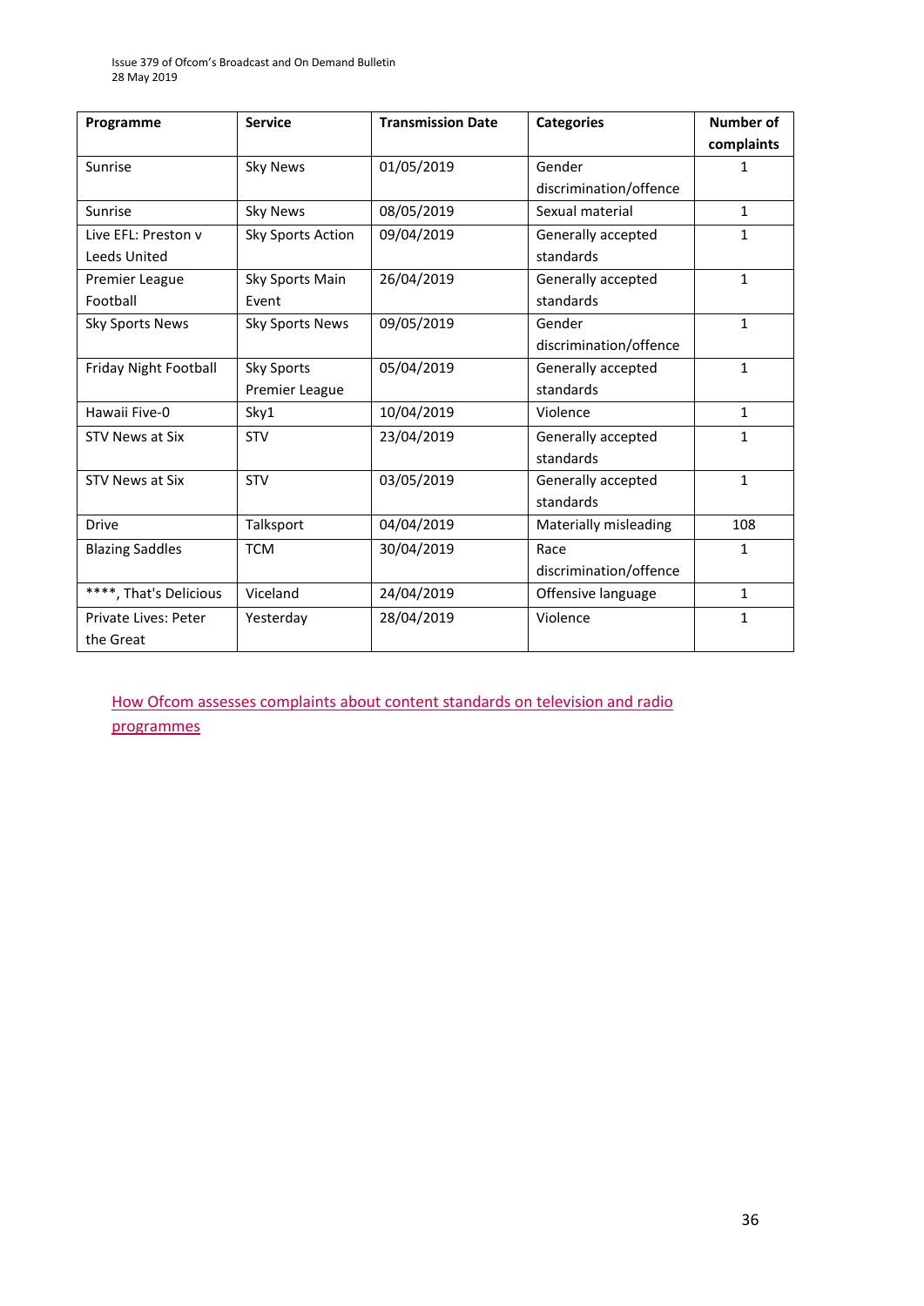| Programme | Service | Transmission Date | Categories | Number of complaints |
|---|---|---|---|---|
| Sunrise | Sky News | 01/05/2019 | Gender discrimination/offence | 1 |
| Sunrise | Sky News | 08/05/2019 | Sexual material | 1 |
| Live EFL: Preston v Leeds United | Sky Sports Action | 09/04/2019 | Generally accepted standards | 1 |
| Premier League Football | Sky Sports Main Event | 26/04/2019 | Generally accepted standards | 1 |
| Sky Sports News | Sky Sports News | 09/05/2019 | Gender discrimination/offence | 1 |
| Friday Night Football | Sky Sports Premier League | 05/04/2019 | Generally accepted standards | 1 |
| Hawaii Five-0 | Sky1 | 10/04/2019 | Violence | 1 |
| STV News at Six | STV | 23/04/2019 | Generally accepted standards | 1 |
| STV News at Six | STV | 03/05/2019 | Generally accepted standards | 1 |
| Drive | Talksport | 04/04/2019 | Materially misleading | 108 |
| Blazing Saddles | TCM | 30/04/2019 | Race discrimination/offence | 1 |
| ****, That's Delicious | Viceland | 24/04/2019 | Offensive language | 1 |
| Private Lives: Peter the Great | Yesterday | 28/04/2019 | Violence | 1 |

How Ofcom assesses complaints about content standards on television and radio programmes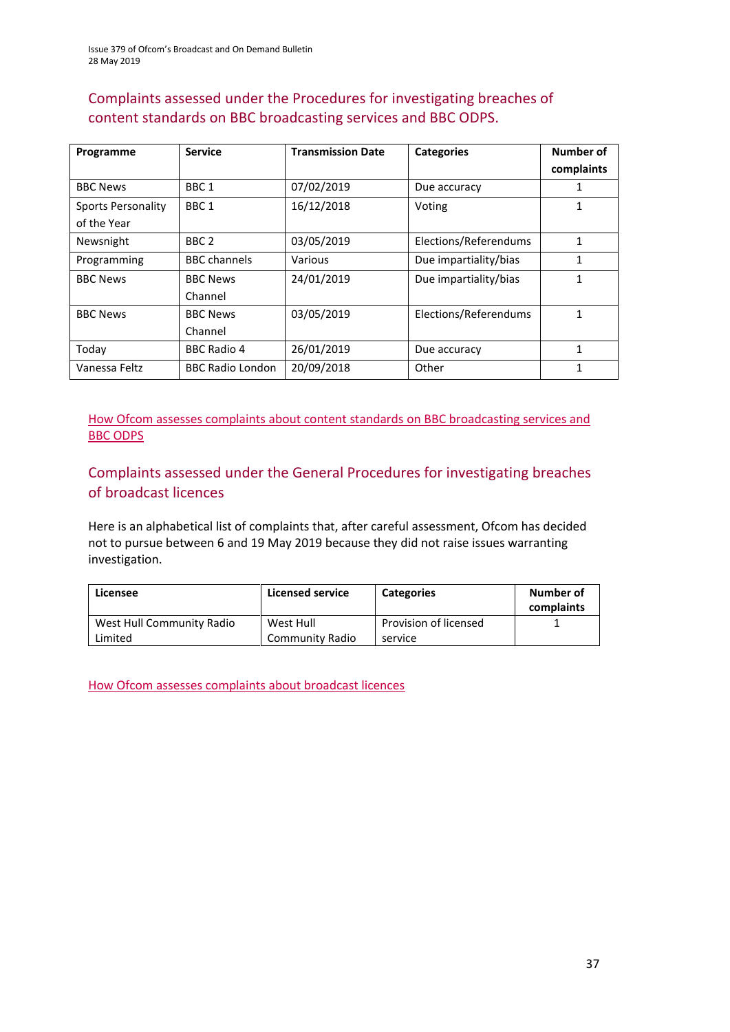## Complaints assessed under the Procedures for investigating breaches of content standards on BBC broadcasting services and BBC ODPS.

| Programme | Service | Transmission Date | Categories | Number of complaints |
|---|---|---|---|---|
| BBC News | BBC 1 | 07/02/2019 | Due accuracy | 1 |
| Sports Personality of the Year | BBC 1 | 16/12/2018 | Voting | 1 |
| Newsnight | BBC 2 | 03/05/2019 | Elections/Referendums | 1 |
| Programming | BBC channels | Various | Due impartiality/bias | 1 |
| BBC News | BBC News Channel | 24/01/2019 | Due impartiality/bias | 1 |
| BBC News | BBC News Channel | 03/05/2019 | Elections/Referendums | 1 |
| Today | BBC Radio 4 | 26/01/2019 | Due accuracy | 1 |
| Vanessa Feltz | BBC Radio London | 20/09/2018 | Other | 1 |

How Ofcom assesses complaints about content standards on BBC broadcasting services and BBC ODPS

## Complaints assessed under the General Procedures for investigating breaches of broadcast licences

Here is an alphabetical list of complaints that, after careful assessment, Ofcom has decided not to pursue between 6 and 19 May 2019 because they did not raise issues warranting investigation.

| Licensee | Licensed service | Categories | Number of complaints |
|---|---|---|---|
| West Hull Community Radio Limited | West Hull Community Radio | Provision of licensed service | 1 |

How Ofcom assesses complaints about broadcast licences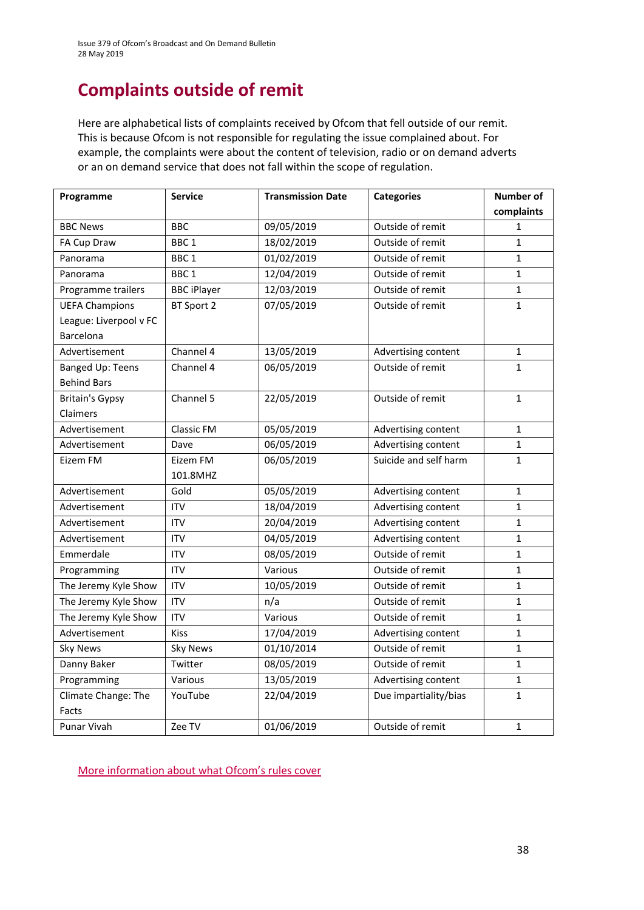# Complaints outside of remit

Here are alphabetical lists of complaints received by Ofcom that fell outside of our remit. This is because Ofcom is not responsible for regulating the issue complained about. For example, the complaints were about the content of television, radio or on demand adverts or an on demand service that does not fall within the scope of regulation.

| Programme | Service | Transmission Date | Categories | Number of complaints |
|---|---|---|---|---|
| BBC News | BBC | 09/05/2019 | Outside of remit | 1 |
| FA Cup Draw | BBC 1 | 18/02/2019 | Outside of remit | 1 |
| Panorama | BBC 1 | 01/02/2019 | Outside of remit | 1 |
| Panorama | BBC 1 | 12/04/2019 | Outside of remit | 1 |
| Programme trailers | BBC iPlayer | 12/03/2019 | Outside of remit | 1 |
| UEFA Champions League: Liverpool v FC Barcelona | BT Sport 2 | 07/05/2019 | Outside of remit | 1 |
| Advertisement | Channel 4 | 13/05/2019 | Advertising content | 1 |
| Banged Up: Teens Behind Bars | Channel 4 | 06/05/2019 | Outside of remit | 1 |
| Britain's Gypsy Claimers | Channel 5 | 22/05/2019 | Outside of remit | 1 |
| Advertisement | Classic FM | 05/05/2019 | Advertising content | 1 |
| Advertisement | Dave | 06/05/2019 | Advertising content | 1 |
| Eizem FM | Eizem FM 101.8MHZ | 06/05/2019 | Suicide and self harm | 1 |
| Advertisement | Gold | 05/05/2019 | Advertising content | 1 |
| Advertisement | ITV | 18/04/2019 | Advertising content | 1 |
| Advertisement | ITV | 20/04/2019 | Advertising content | 1 |
| Advertisement | ITV | 04/05/2019 | Advertising content | 1 |
| Emmerdale | ITV | 08/05/2019 | Outside of remit | 1 |
| Programming | ITV | Various | Outside of remit | 1 |
| The Jeremy Kyle Show | ITV | 10/05/2019 | Outside of remit | 1 |
| The Jeremy Kyle Show | ITV | n/a | Outside of remit | 1 |
| The Jeremy Kyle Show | ITV | Various | Outside of remit | 1 |
| Advertisement | Kiss | 17/04/2019 | Advertising content | 1 |
| Sky News | Sky News | 01/10/2014 | Outside of remit | 1 |
| Danny Baker | Twitter | 08/05/2019 | Outside of remit | 1 |
| Programming | Various | 13/05/2019 | Advertising content | 1 |
| Climate Change: The Facts | YouTube | 22/04/2019 | Due impartiality/bias | 1 |
| Punar Vivah | Zee TV | 01/06/2019 | Outside of remit | 1 |

More information about what Ofcom's rules cover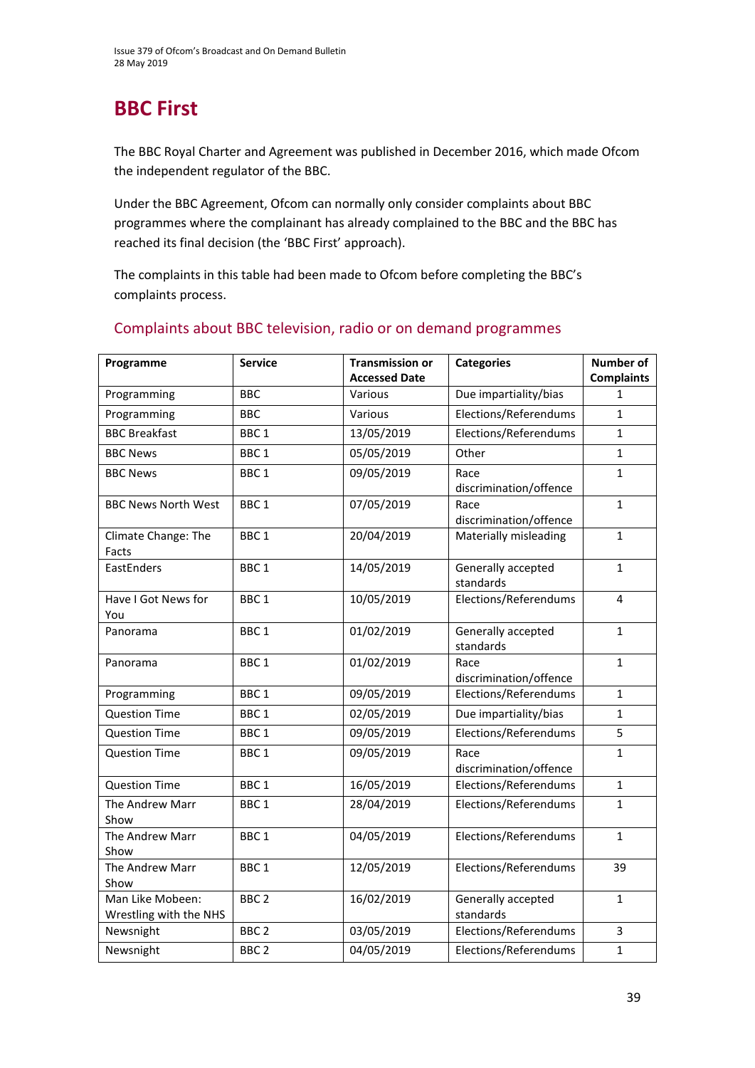# BBC First

The BBC Royal Charter and Agreement was published in December 2016, which made Ofcom the independent regulator of the BBC.

Under the BBC Agreement, Ofcom can normally only consider complaints about BBC programmes where the complainant has already complained to the BBC and the BBC has reached its final decision (the 'BBC First' approach).

The complaints in this table had been made to Ofcom before completing the BBC's complaints process.

## Complaints about BBC television, radio or on demand programmes

| Programme | Service | Transmission or Accessed Date | Categories | Number of Complaints |
|---|---|---|---|---|
| Programming | BBC | Various | Due impartiality/bias | 1 |
| Programming | BBC | Various | Elections/Referendums | 1 |
| BBC Breakfast | BBC 1 | 13/05/2019 | Elections/Referendums | 1 |
| BBC News | BBC 1 | 05/05/2019 | Other | 1 |
| BBC News | BBC 1 | 09/05/2019 | Race discrimination/offence | 1 |
| BBC News North West | BBC 1 | 07/05/2019 | Race discrimination/offence | 1 |
| Climate Change: The Facts | BBC 1 | 20/04/2019 | Materially misleading | 1 |
| EastEnders | BBC 1 | 14/05/2019 | Generally accepted standards | 1 |
| Have I Got News for You | BBC 1 | 10/05/2019 | Elections/Referendums | 4 |
| Panorama | BBC 1 | 01/02/2019 | Generally accepted standards | 1 |
| Panorama | BBC 1 | 01/02/2019 | Race discrimination/offence | 1 |
| Programming | BBC 1 | 09/05/2019 | Elections/Referendums | 1 |
| Question Time | BBC 1 | 02/05/2019 | Due impartiality/bias | 1 |
| Question Time | BBC 1 | 09/05/2019 | Elections/Referendums | 5 |
| Question Time | BBC 1 | 09/05/2019 | Race discrimination/offence | 1 |
| Question Time | BBC 1 | 16/05/2019 | Elections/Referendums | 1 |
| The Andrew Marr Show | BBC 1 | 28/04/2019 | Elections/Referendums | 1 |
| The Andrew Marr Show | BBC 1 | 04/05/2019 | Elections/Referendums | 1 |
| The Andrew Marr Show | BBC 1 | 12/05/2019 | Elections/Referendums | 39 |
| Man Like Mobeen: Wrestling with the NHS | BBC 2 | 16/02/2019 | Generally accepted standards | 1 |
| Newsnight | BBC 2 | 03/05/2019 | Elections/Referendums | 3 |
| Newsnight | BBC 2 | 04/05/2019 | Elections/Referendums | 1 |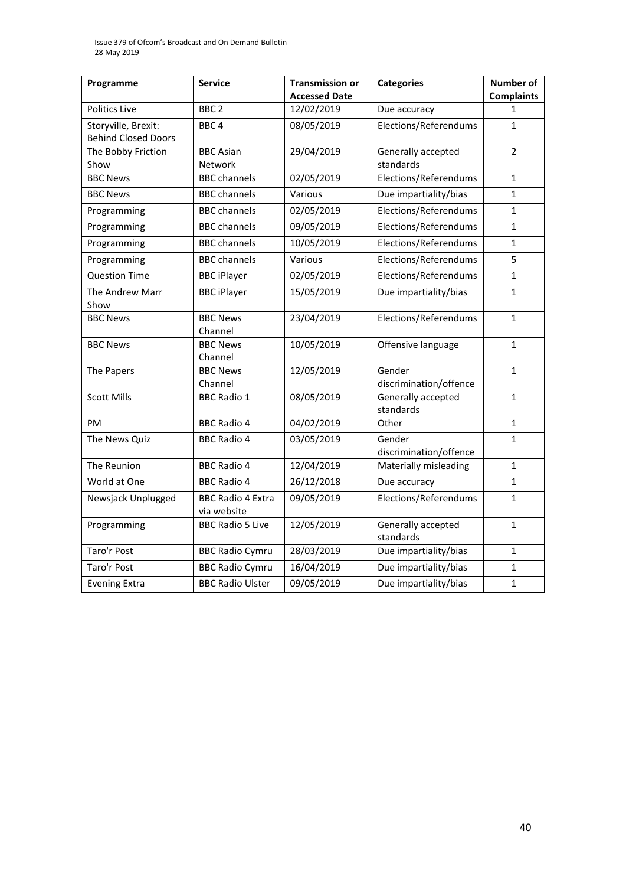| Programme | Service | Transmission or Accessed Date | Categories | Number of Complaints |
|---|---|---|---|---|
| Politics Live | BBC 2 | 12/02/2019 | Due accuracy | 1 |
| Storyville, Brexit: Behind Closed Doors | BBC 4 | 08/05/2019 | Elections/Referendums | 1 |
| The Bobby Friction Show | BBC Asian Network | 29/04/2019 | Generally accepted standards | 2 |
| BBC News | BBC channels | 02/05/2019 | Elections/Referendums | 1 |
| BBC News | BBC channels | Various | Due impartiality/bias | 1 |
| Programming | BBC channels | 02/05/2019 | Elections/Referendums | 1 |
| Programming | BBC channels | 09/05/2019 | Elections/Referendums | 1 |
| Programming | BBC channels | 10/05/2019 | Elections/Referendums | 1 |
| Programming | BBC channels | Various | Elections/Referendums | 5 |
| Question Time | BBC iPlayer | 02/05/2019 | Elections/Referendums | 1 |
| The Andrew Marr Show | BBC iPlayer | 15/05/2019 | Due impartiality/bias | 1 |
| BBC News | BBC News Channel | 23/04/2019 | Elections/Referendums | 1 |
| BBC News | BBC News Channel | 10/05/2019 | Offensive language | 1 |
| The Papers | BBC News Channel | 12/05/2019 | Gender discrimination/offence | 1 |
| Scott Mills | BBC Radio 1 | 08/05/2019 | Generally accepted standards | 1 |
| PM | BBC Radio 4 | 04/02/2019 | Other | 1 |
| The News Quiz | BBC Radio 4 | 03/05/2019 | Gender discrimination/offence | 1 |
| The Reunion | BBC Radio 4 | 12/04/2019 | Materially misleading | 1 |
| World at One | BBC Radio 4 | 26/12/2018 | Due accuracy | 1 |
| Newsjack Unplugged | BBC Radio 4 Extra via website | 09/05/2019 | Elections/Referendums | 1 |
| Programming | BBC Radio 5 Live | 12/05/2019 | Generally accepted standards | 1 |
| Taro'r Post | BBC Radio Cymru | 28/03/2019 | Due impartiality/bias | 1 |
| Taro'r Post | BBC Radio Cymru | 16/04/2019 | Due impartiality/bias | 1 |
| Evening Extra | BBC Radio Ulster | 09/05/2019 | Due impartiality/bias | 1 |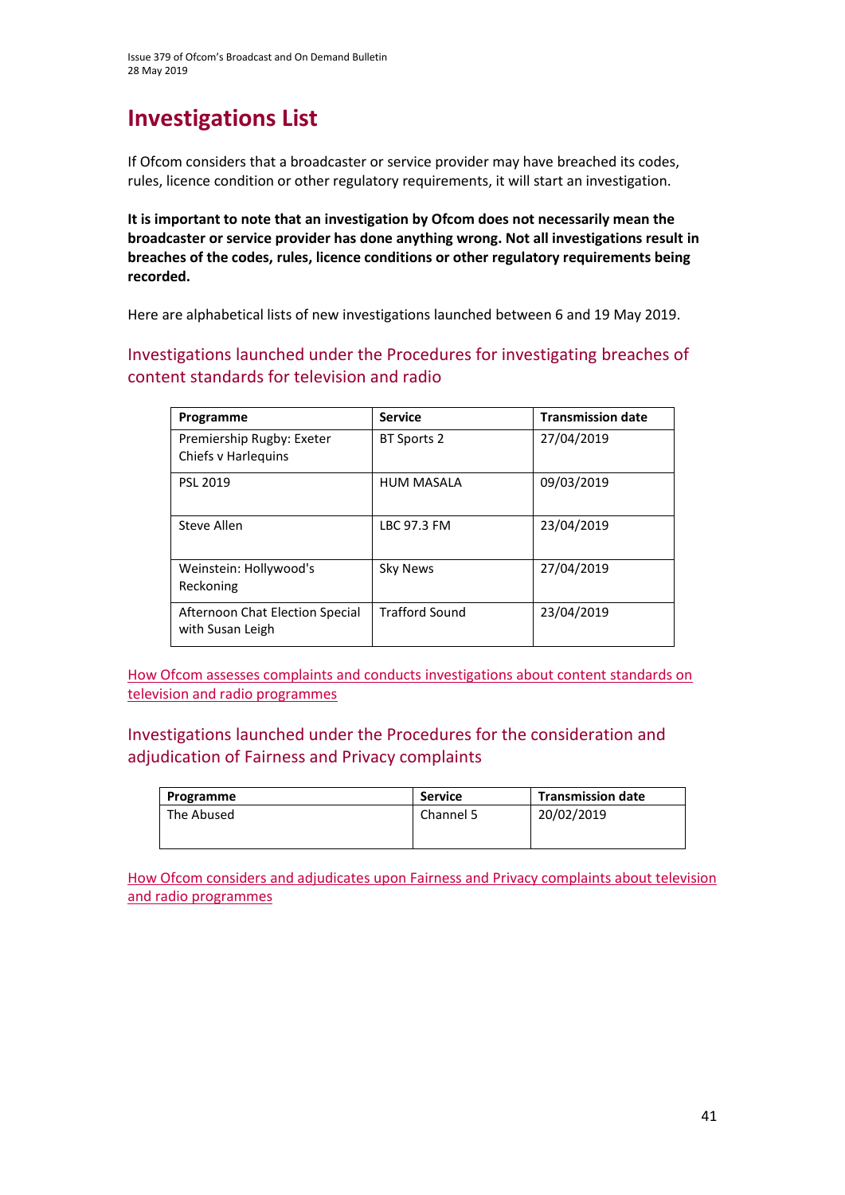# Investigations List

If Ofcom considers that a broadcaster or service provider may have breached its codes, rules, licence condition or other regulatory requirements, it will start an investigation.

**It is important to note that an investigation by Ofcom does not necessarily mean the broadcaster or service provider has done anything wrong. Not all investigations result in breaches of the codes, rules, licence conditions or other regulatory requirements being recorded.**

Here are alphabetical lists of new investigations launched between 6 and 19 May 2019.

## Investigations launched under the Procedures for investigating breaches of content standards for television and radio

| Programme | Service | Transmission date |
|---|---|---|
| Premiership Rugby: Exeter Chiefs v Harlequins | BT Sports 2 | 27/04/2019 |
| PSL 2019 | HUM MASALA | 09/03/2019 |
| Steve Allen | LBC 97.3 FM | 23/04/2019 |
| Weinstein: Hollywood's Reckoning | Sky News | 27/04/2019 |
| Afternoon Chat Election Special with Susan Leigh | Trafford Sound | 23/04/2019 |

How Ofcom assesses complaints and conducts investigations about content standards on television and radio programmes

## Investigations launched under the Procedures for the consideration and adjudication of Fairness and Privacy complaints

| Programme | Service | Transmission date |
|---|---|---|
| The Abused | Channel 5 | 20/02/2019 |

How Ofcom considers and adjudicates upon Fairness and Privacy complaints about television and radio programmes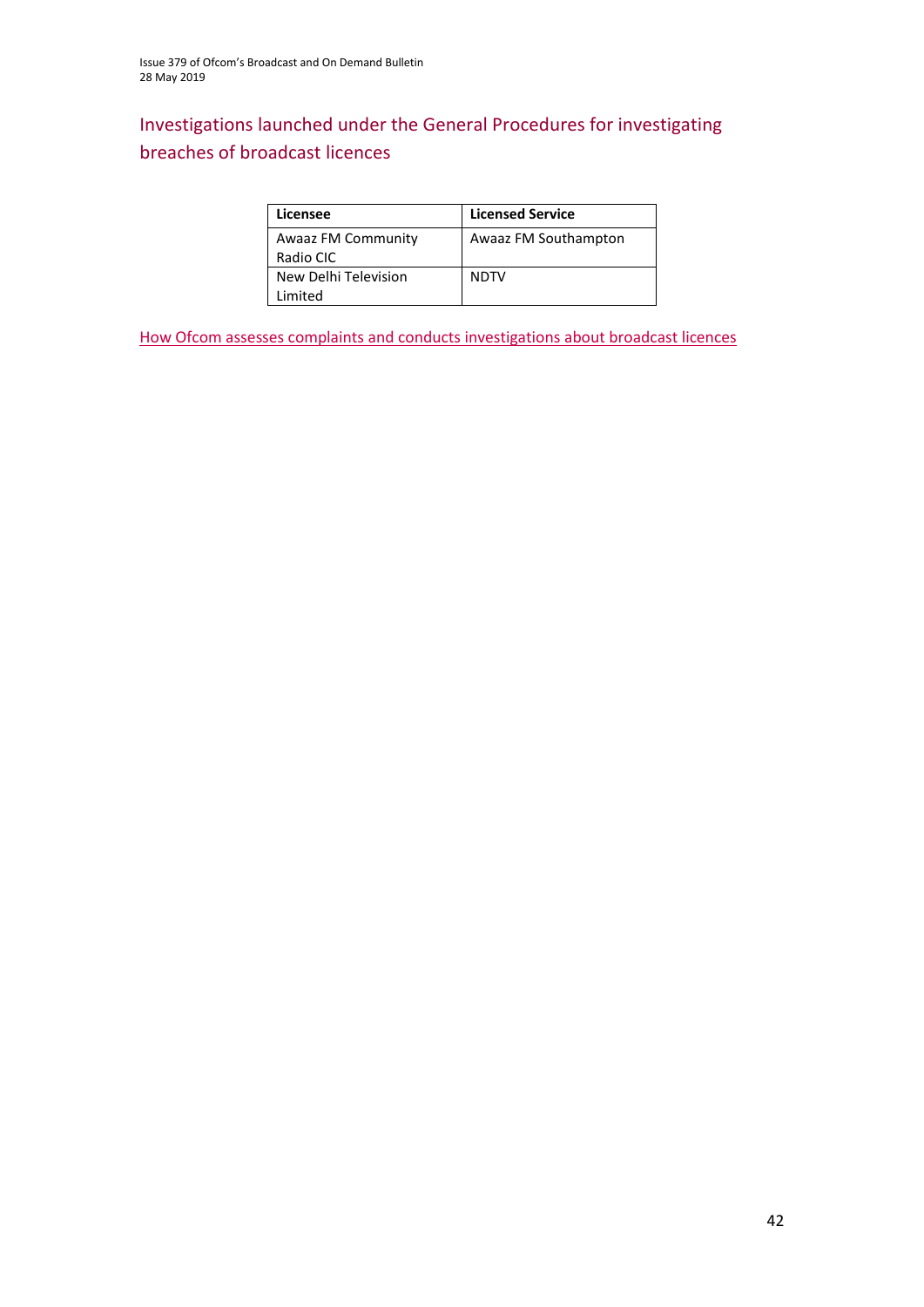## Investigations launched under the General Procedures for investigating breaches of broadcast licences

| Licensee | Licensed Service |
| --- | --- |
| Awaaz FM Community Radio CIC | Awaaz FM Southampton |
| New Delhi Television Limited | NDTV |

How Ofcom assesses complaints and conducts investigations about broadcast licences